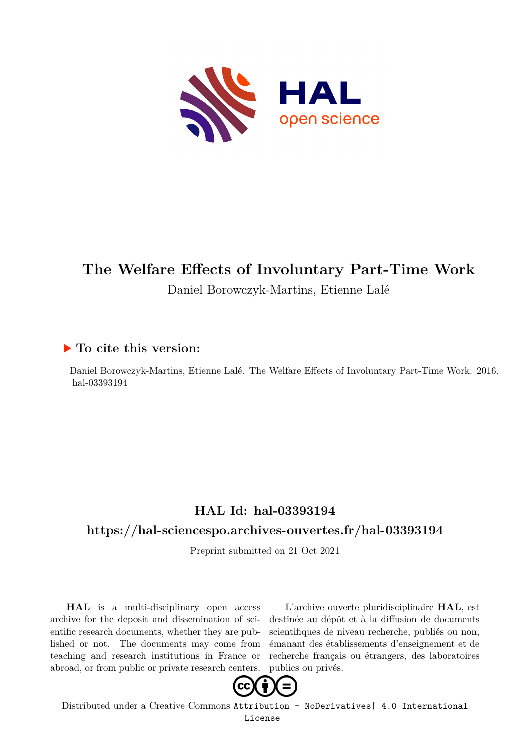# The Welfare Effects of Involuntary Part-Time Work

Daniel Borowczyk-Martins, Etienne Lalé

## ▶ To cite this version:

Daniel Borowczyk-Martins, Etienne Lalé. The Welfare Effects of Involuntary Part-Time Work. 2016. hal-03393194

## HAL Id: hal-03393194

## https://hal-sciencespo.archives-ouvertes.fr/hal-03393194

Preprint submitted on 21 Oct 2021

**HAL** is a multi-disciplinary open access archive for the deposit and dissemination of scientific research documents, whether they are published or not. The documents may come from teaching and research institutions in France or abroad, or from public or private research centers.

L'archive ouverte pluridisciplinaire **HAL**, est destinée au dépôt et à la diffusion de documents scientifiques de niveau recherche, publiés ou non, émanant des établissements d'enseignement et de recherche français ou étrangers, des laboratoires publics ou privés.

Distributed under a Creative Commons Attribution - NoDerivatives| 4.0 International License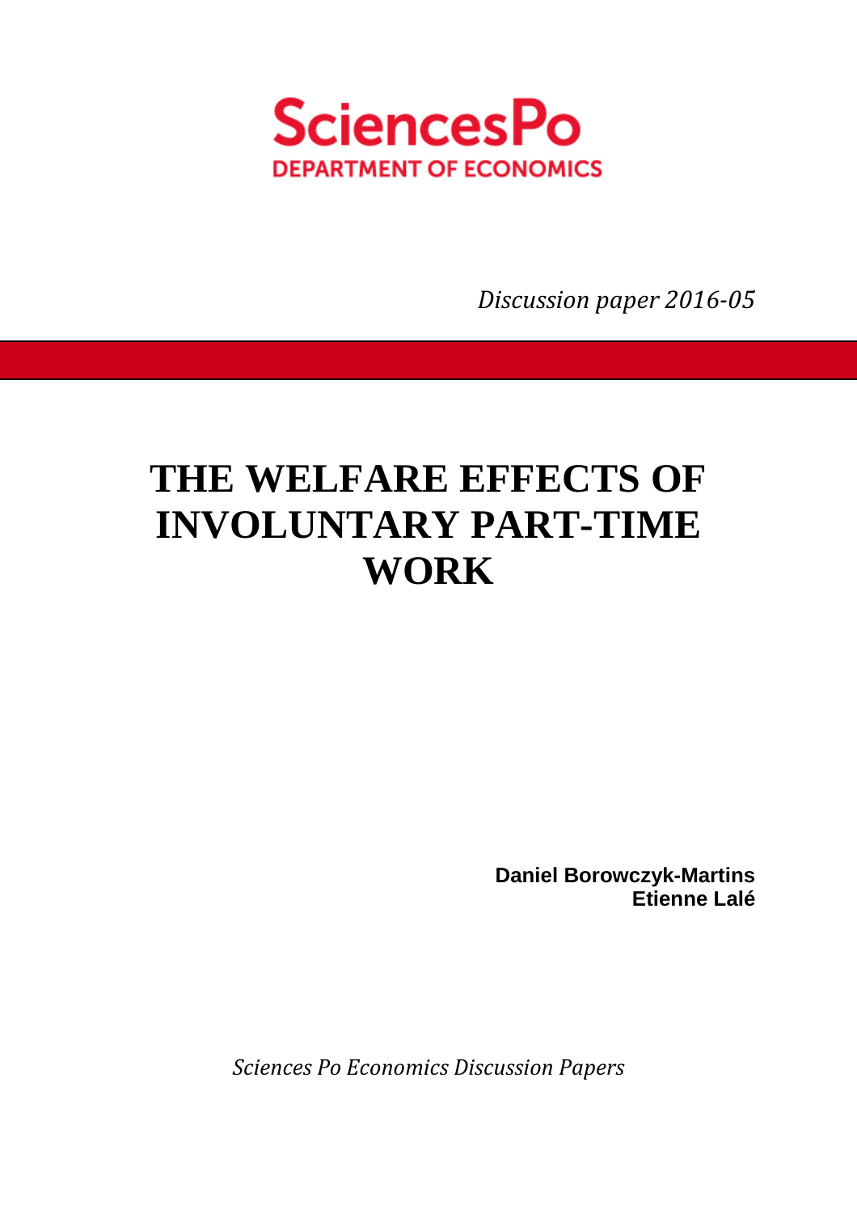SciencesPo

DEPARTMENT OF ECONOMICS

*Discussion paper 2016-05*

# THE WELFARE EFFECTS OF INVOLUNTARY PART-TIME WORK

**Daniel Borowczyk-Martins**
**Etienne Lalé**

*Sciences Po Economics Discussion Papers*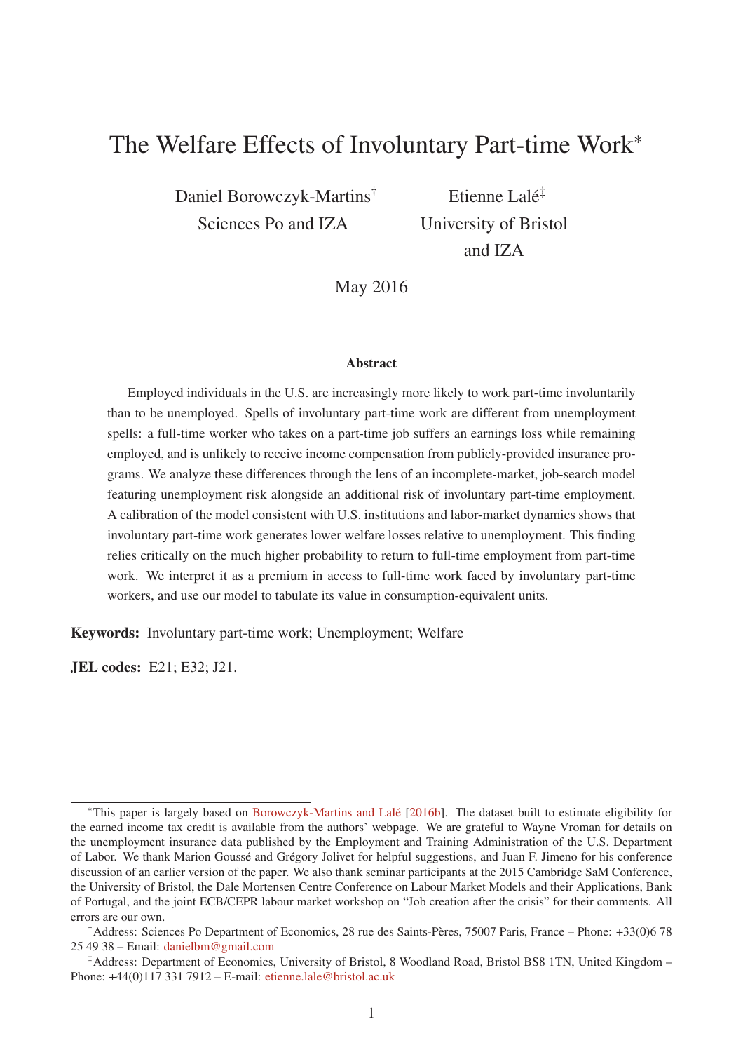# The Welfare Effects of Involuntary Part-time Work*

Daniel Borowczyk-Martins[†]
Sciences Po and IZA

Etienne Lalé[‡]
University of Bristol and IZA

May 2016

**Abstract**

Employed individuals in the U.S. are increasingly more likely to work part-time involuntarily than to be unemployed. Spells of involuntary part-time work are different from unemployment spells: a full-time worker who takes on a part-time job suffers an earnings loss while remaining employed, and is unlikely to receive income compensation from publicly-provided insurance programs. We analyze these differences through the lens of an incomplete-market, job-search model featuring unemployment risk alongside an additional risk of involuntary part-time employment. A calibration of the model consistent with U.S. institutions and labor-market dynamics shows that involuntary part-time work generates lower welfare losses relative to unemployment. This finding relies critically on the much higher probability to return to full-time employment from part-time work. We interpret it as a premium in access to full-time work faced by involuntary part-time workers, and use our model to tabulate its value in consumption-equivalent units.

**Keywords:** Involuntary part-time work; Unemployment; Welfare

**JEL codes:** E21; E32; J21.

---

*This paper is largely based on Borowczyk-Martins and Lalé [2016b]. The dataset built to estimate eligibility for the earned income tax credit is available from the authors' webpage. We are grateful to Wayne Vroman for details on the unemployment insurance data published by the Employment and Training Administration of the U.S. Department of Labor. We thank Marion Goussé and Grégory Jolivet for helpful suggestions, and Juan F. Jimeno for his conference discussion of an earlier version of the paper. We also thank seminar participants at the 2015 Cambridge SaM Conference, the University of Bristol, the Dale Mortensen Centre Conference on Labour Market Models and their Applications, Bank of Portugal, and the joint ECB/CEPR labour market workshop on "Job creation after the crisis" for their comments. All errors are our own.

†Address: Sciences Po Department of Economics, 28 rue des Saints-Pères, 75007 Paris, France – Phone: +33(0)6 78 25 49 38 – Email: danielbm@gmail.com

‡Address: Department of Economics, University of Bristol, 8 Woodland Road, Bristol BS8 1TN, United Kingdom – Phone: +44(0)117 331 7912 – E-mail: etienne.lale@bristol.ac.uk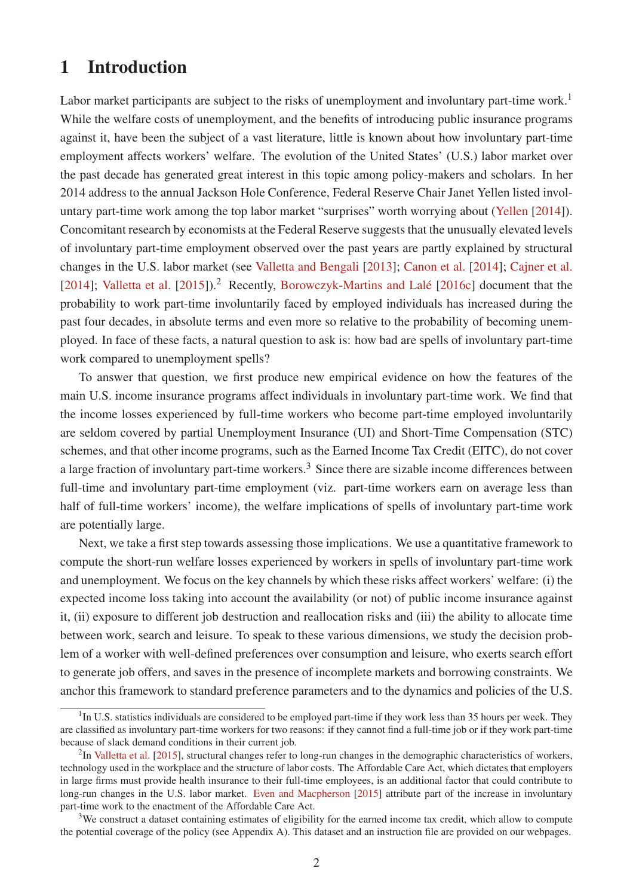# 1 Introduction

Labor market participants are subject to the risks of unemployment and involuntary part-time work.[1] While the welfare costs of unemployment, and the benefits of introducing public insurance programs against it, have been the subject of a vast literature, little is known about how involuntary part-time employment affects workers' welfare. The evolution of the United States' (U.S.) labor market over the past decade has generated great interest in this topic among policy-makers and scholars. In her 2014 address to the annual Jackson Hole Conference, Federal Reserve Chair Janet Yellen listed involuntary part-time work among the top labor market "surprises" worth worrying about (Yellen [2014]). Concomitant research by economists at the Federal Reserve suggests that the unusually elevated levels of involuntary part-time employment observed over the past years are partly explained by structural changes in the U.S. labor market (see Valletta and Bengali [2013]; Canon et al. [2014]; Cajner et al. [2014]; Valletta et al. [2015]).[2] Recently, Borowczyk-Martins and Lalé [2016c] document that the probability to work part-time involuntarily faced by employed individuals has increased during the past four decades, in absolute terms and even more so relative to the probability of becoming unemployed. In face of these facts, a natural question to ask is: how bad are spells of involuntary part-time work compared to unemployment spells?

To answer that question, we first produce new empirical evidence on how the features of the main U.S. income insurance programs affect individuals in involuntary part-time work. We find that the income losses experienced by full-time workers who become part-time employed involuntarily are seldom covered by partial Unemployment Insurance (UI) and Short-Time Compensation (STC) schemes, and that other income programs, such as the Earned Income Tax Credit (EITC), do not cover a large fraction of involuntary part-time workers.[3] Since there are sizable income differences between full-time and involuntary part-time employment (viz. part-time workers earn on average less than half of full-time workers' income), the welfare implications of spells of involuntary part-time work are potentially large.

Next, we take a first step towards assessing those implications. We use a quantitative framework to compute the short-run welfare losses experienced by workers in spells of involuntary part-time work and unemployment. We focus on the key channels by which these risks affect workers' welfare: (i) the expected income loss taking into account the availability (or not) of public income insurance against it, (ii) exposure to different job destruction and reallocation risks and (iii) the ability to allocate time between work, search and leisure. To speak to these various dimensions, we study the decision problem of a worker with well-defined preferences over consumption and leisure, who exerts search effort to generate job offers, and saves in the presence of incomplete markets and borrowing constraints. We anchor this framework to standard preference parameters and to the dynamics and policies of the U.S.

[1] In U.S. statistics individuals are considered to be employed part-time if they work less than 35 hours per week. They are classified as involuntary part-time workers for two reasons: if they cannot find a full-time job or if they work part-time because of slack demand conditions in their current job.

[2] In Valletta et al. [2015], structural changes refer to long-run changes in the demographic characteristics of workers, technology used in the workplace and the structure of labor costs. The Affordable Care Act, which dictates that employers in large firms must provide health insurance to their full-time employees, is an additional factor that could contribute to long-run changes in the U.S. labor market. Even and Macpherson [2015] attribute part of the increase in involuntary part-time work to the enactment of the Affordable Care Act.

[3] We construct a dataset containing estimates of eligibility for the earned income tax credit, which allow to compute the potential coverage of the policy (see Appendix A). This dataset and an instruction file are provided on our webpages.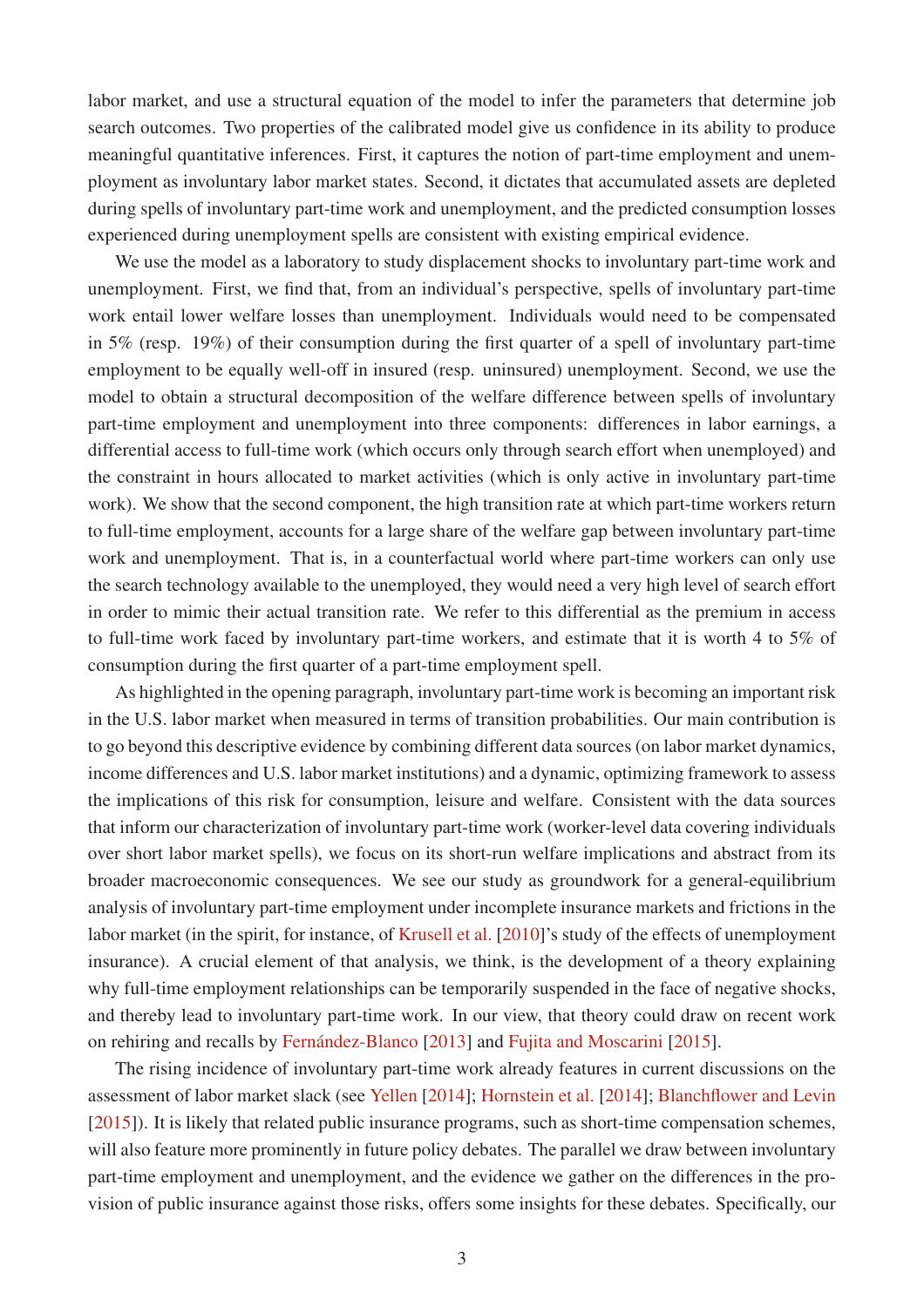labor market, and use a structural equation of the model to infer the parameters that determine job search outcomes. Two properties of the calibrated model give us confidence in its ability to produce meaningful quantitative inferences. First, it captures the notion of part-time employment and unemployment as involuntary labor market states. Second, it dictates that accumulated assets are depleted during spells of involuntary part-time work and unemployment, and the predicted consumption losses experienced during unemployment spells are consistent with existing empirical evidence.

We use the model as a laboratory to study displacement shocks to involuntary part-time work and unemployment. First, we find that, from an individual's perspective, spells of involuntary part-time work entail lower welfare losses than unemployment. Individuals would need to be compensated in 5% (resp. 19%) of their consumption during the first quarter of a spell of involuntary part-time employment to be equally well-off in insured (resp. uninsured) unemployment. Second, we use the model to obtain a structural decomposition of the welfare difference between spells of involuntary part-time employment and unemployment into three components: differences in labor earnings, a differential access to full-time work (which occurs only through search effort when unemployed) and the constraint in hours allocated to market activities (which is only active in involuntary part-time work). We show that the second component, the high transition rate at which part-time workers return to full-time employment, accounts for a large share of the welfare gap between involuntary part-time work and unemployment. That is, in a counterfactual world where part-time workers can only use the search technology available to the unemployed, they would need a very high level of search effort in order to mimic their actual transition rate. We refer to this differential as the premium in access to full-time work faced by involuntary part-time workers, and estimate that it is worth 4 to 5% of consumption during the first quarter of a part-time employment spell.

As highlighted in the opening paragraph, involuntary part-time work is becoming an important risk in the U.S. labor market when measured in terms of transition probabilities. Our main contribution is to go beyond this descriptive evidence by combining different data sources (on labor market dynamics, income differences and U.S. labor market institutions) and a dynamic, optimizing framework to assess the implications of this risk for consumption, leisure and welfare. Consistent with the data sources that inform our characterization of involuntary part-time work (worker-level data covering individuals over short labor market spells), we focus on its short-run welfare implications and abstract from its broader macroeconomic consequences. We see our study as groundwork for a general-equilibrium analysis of involuntary part-time employment under incomplete insurance markets and frictions in the labor market (in the spirit, for instance, of Krusell et al. [2010]'s study of the effects of unemployment insurance). A crucial element of that analysis, we think, is the development of a theory explaining why full-time employment relationships can be temporarily suspended in the face of negative shocks, and thereby lead to involuntary part-time work. In our view, that theory could draw on recent work on rehiring and recalls by Fernández-Blanco [2013] and Fujita and Moscarini [2015].

The rising incidence of involuntary part-time work already features in current discussions on the assessment of labor market slack (see Yellen [2014]; Hornstein et al. [2014]; Blanchflower and Levin [2015]). It is likely that related public insurance programs, such as short-time compensation schemes, will also feature more prominently in future policy debates. The parallel we draw between involuntary part-time employment and unemployment, and the evidence we gather on the differences in the provision of public insurance against those risks, offers some insights for these debates. Specifically, our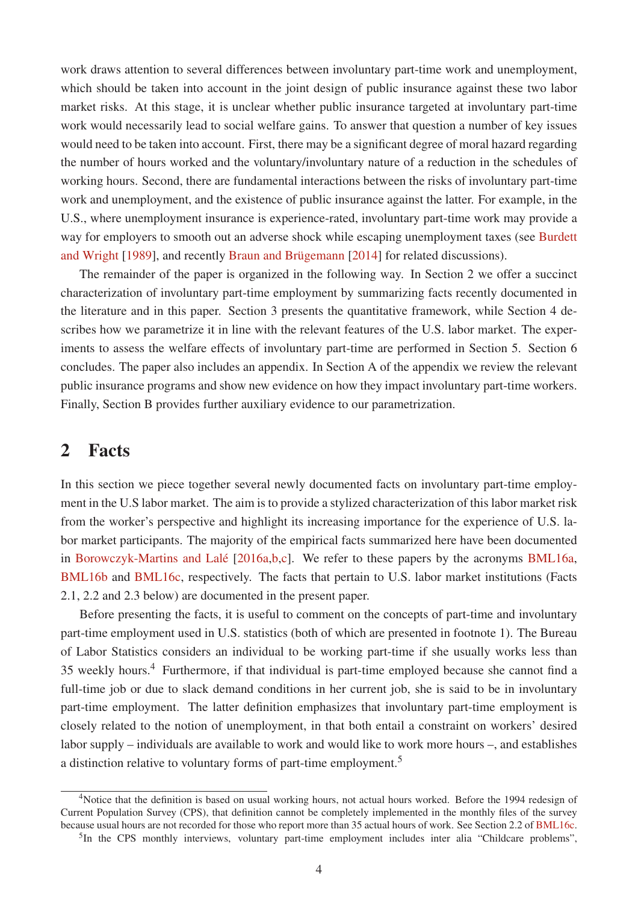work draws attention to several differences between involuntary part-time work and unemployment, which should be taken into account in the joint design of public insurance against these two labor market risks. At this stage, it is unclear whether public insurance targeted at involuntary part-time work would necessarily lead to social welfare gains. To answer that question a number of key issues would need to be taken into account. First, there may be a significant degree of moral hazard regarding the number of hours worked and the voluntary/involuntary nature of a reduction in the schedules of working hours. Second, there are fundamental interactions between the risks of involuntary part-time work and unemployment, and the existence of public insurance against the latter. For example, in the U.S., where unemployment insurance is experience-rated, involuntary part-time work may provide a way for employers to smooth out an adverse shock while escaping unemployment taxes (see Burdett and Wright [1989], and recently Braun and Brügemann [2014] for related discussions).

The remainder of the paper is organized in the following way. In Section 2 we offer a succinct characterization of involuntary part-time employment by summarizing facts recently documented in the literature and in this paper. Section 3 presents the quantitative framework, while Section 4 describes how we parametrize it in line with the relevant features of the U.S. labor market. The experiments to assess the welfare effects of involuntary part-time are performed in Section 5. Section 6 concludes. The paper also includes an appendix. In Section A of the appendix we review the relevant public insurance programs and show new evidence on how they impact involuntary part-time workers. Finally, Section B provides further auxiliary evidence to our parametrization.

## 2 Facts

In this section we piece together several newly documented facts on involuntary part-time employment in the U.S labor market. The aim is to provide a stylized characterization of this labor market risk from the worker's perspective and highlight its increasing importance for the experience of U.S. labor market participants. The majority of the empirical facts summarized here have been documented in Borowczyk-Martins and Lalé [2016a,b,c]. We refer to these papers by the acronyms BML16a, BML16b and BML16c, respectively. The facts that pertain to U.S. labor market institutions (Facts 2.1, 2.2 and 2.3 below) are documented in the present paper.

Before presenting the facts, it is useful to comment on the concepts of part-time and involuntary part-time employment used in U.S. statistics (both of which are presented in footnote 1). The Bureau of Labor Statistics considers an individual to be working part-time if she usually works less than 35 weekly hours.[4] Furthermore, if that individual is part-time employed because she cannot find a full-time job or due to slack demand conditions in her current job, she is said to be in involuntary part-time employment. The latter definition emphasizes that involuntary part-time employment is closely related to the notion of unemployment, in that both entail a constraint on workers' desired labor supply – individuals are available to work and would like to work more hours –, and establishes a distinction relative to voluntary forms of part-time employment.[5]

[4] Notice that the definition is based on usual working hours, not actual hours worked. Before the 1994 redesign of Current Population Survey (CPS), that definition cannot be completely implemented in the monthly files of the survey because usual hours are not recorded for those who report more than 35 actual hours of work. See Section 2.2 of BML16c.

[5] In the CPS monthly interviews, voluntary part-time employment includes inter alia "Childcare problems",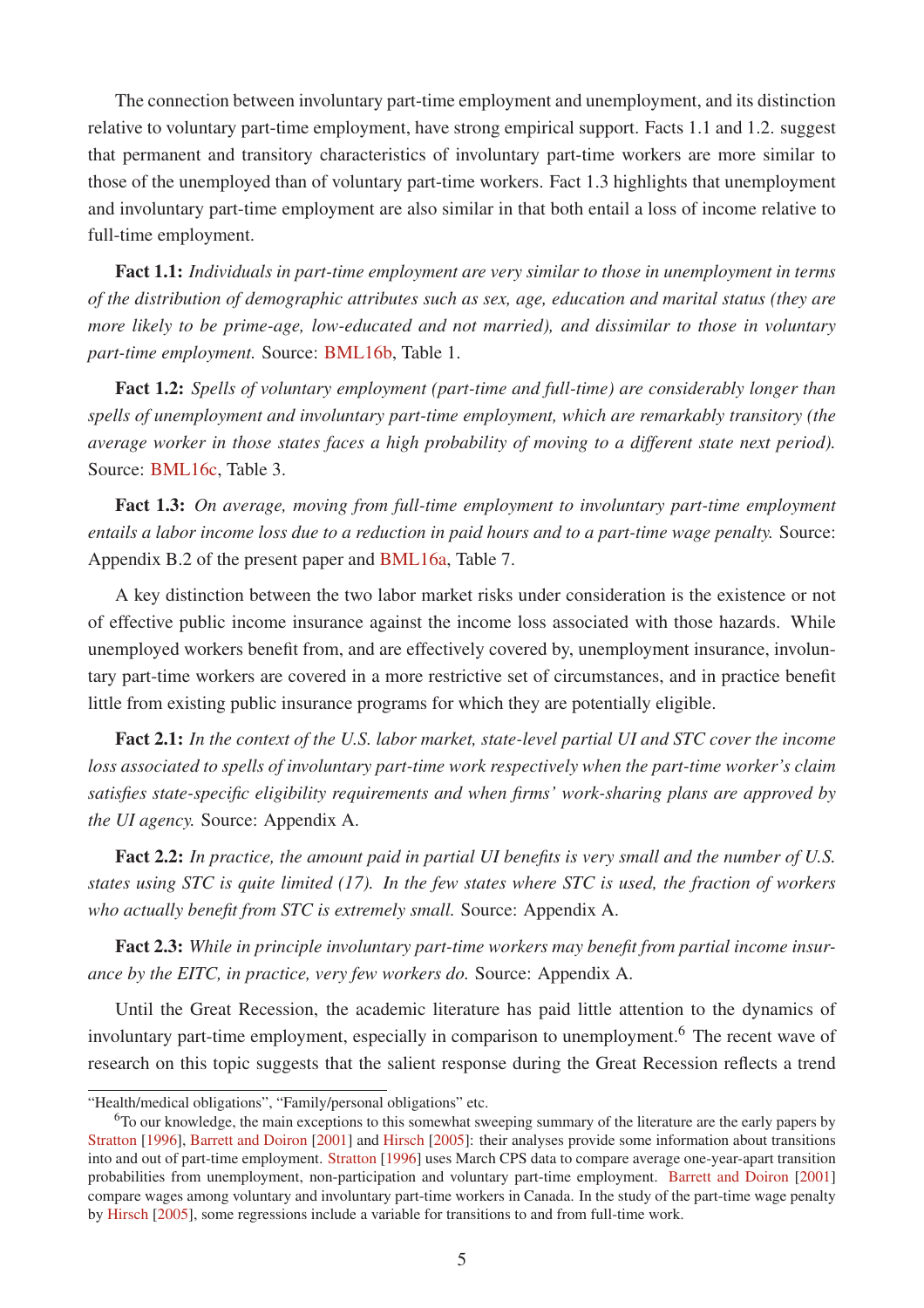The connection between involuntary part-time employment and unemployment, and its distinction relative to voluntary part-time employment, have strong empirical support. Facts 1.1 and 1.2. suggest that permanent and transitory characteristics of involuntary part-time workers are more similar to those of the unemployed than of voluntary part-time workers. Fact 1.3 highlights that unemployment and involuntary part-time employment are also similar in that both entail a loss of income relative to full-time employment.

**Fact 1.1:** *Individuals in part-time employment are very similar to those in unemployment in terms of the distribution of demographic attributes such as sex, age, education and marital status (they are more likely to be prime-age, low-educated and not married), and dissimilar to those in voluntary part-time employment.* Source: BML16b, Table 1.

**Fact 1.2:** *Spells of voluntary employment (part-time and full-time) are considerably longer than spells of unemployment and involuntary part-time employment, which are remarkably transitory (the average worker in those states faces a high probability of moving to a different state next period).* Source: BML16c, Table 3.

**Fact 1.3:** *On average, moving from full-time employment to involuntary part-time employment entails a labor income loss due to a reduction in paid hours and to a part-time wage penalty.* Source: Appendix B.2 of the present paper and BML16a, Table 7.

A key distinction between the two labor market risks under consideration is the existence or not of effective public income insurance against the income loss associated with those hazards. While unemployed workers benefit from, and are effectively covered by, unemployment insurance, involuntary part-time workers are covered in a more restrictive set of circumstances, and in practice benefit little from existing public insurance programs for which they are potentially eligible.

**Fact 2.1:** *In the context of the U.S. labor market, state-level partial UI and STC cover the income loss associated to spells of involuntary part-time work respectively when the part-time worker's claim satisfies state-specific eligibility requirements and when firms' work-sharing plans are approved by the UI agency.* Source: Appendix A.

**Fact 2.2:** *In practice, the amount paid in partial UI benefits is very small and the number of U.S. states using STC is quite limited (17). In the few states where STC is used, the fraction of workers who actually benefit from STC is extremely small.* Source: Appendix A.

**Fact 2.3:** *While in principle involuntary part-time workers may benefit from partial income insurance by the EITC, in practice, very few workers do.* Source: Appendix A.

Until the Great Recession, the academic literature has paid little attention to the dynamics of involuntary part-time employment, especially in comparison to unemployment.[6] The recent wave of research on this topic suggests that the salient response during the Great Recession reflects a trend

---

"Health/medical obligations", "Family/personal obligations" etc.

[6] To our knowledge, the main exceptions to this somewhat sweeping summary of the literature are the early papers by Stratton [1996], Barrett and Doiron [2001] and Hirsch [2005]: their analyses provide some information about transitions into and out of part-time employment. Stratton [1996] uses March CPS data to compare average one-year-apart transition probabilities from unemployment, non-participation and voluntary part-time employment. Barrett and Doiron [2001] compare wages among voluntary and involuntary part-time workers in Canada. In the study of the part-time wage penalty by Hirsch [2005], some regressions include a variable for transitions to and from full-time work.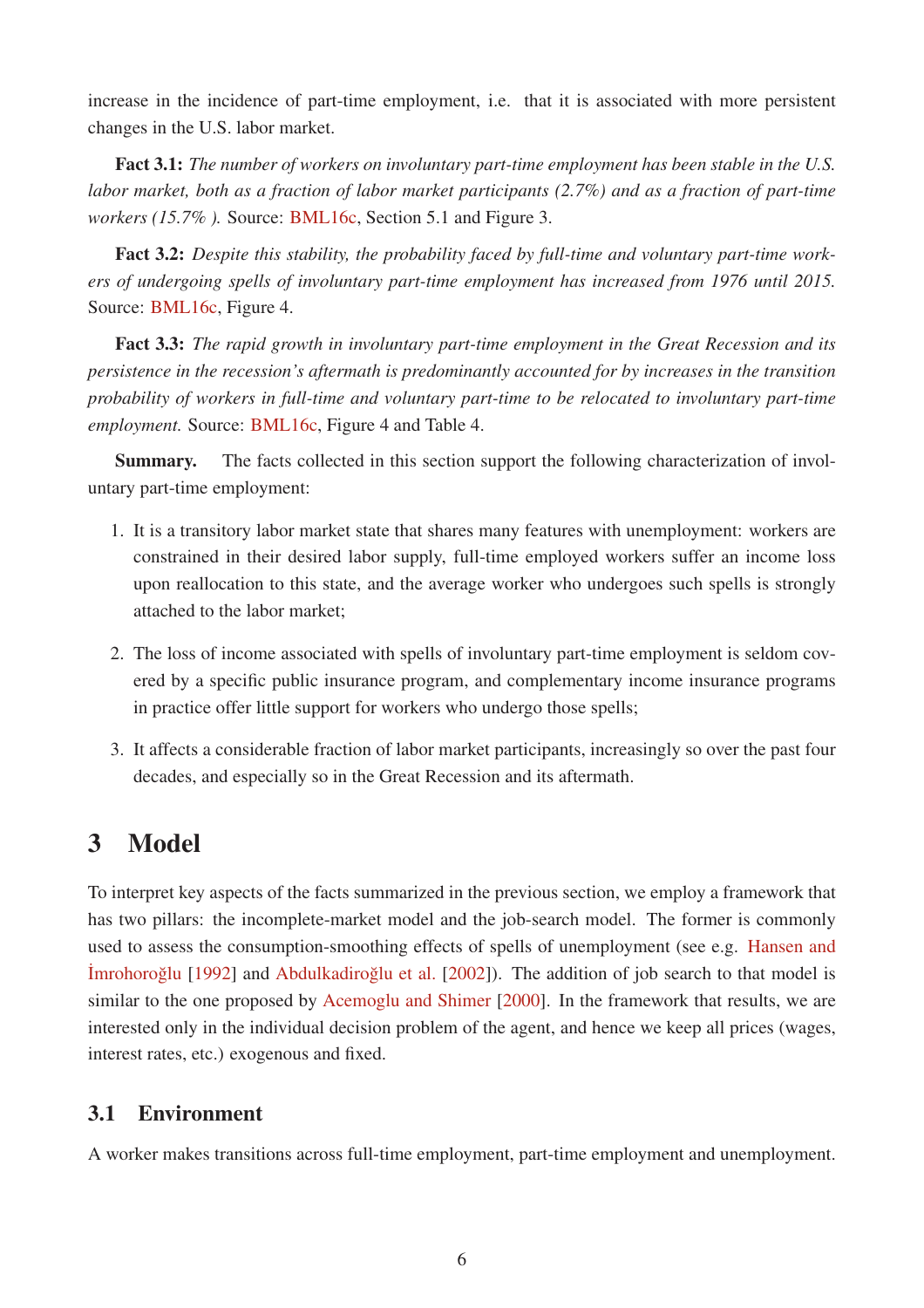increase in the incidence of part-time employment, i.e. that it is associated with more persistent changes in the U.S. labor market.

**Fact 3.1:** *The number of workers on involuntary part-time employment has been stable in the U.S. labor market, both as a fraction of labor market participants (2.7%) and as a fraction of part-time workers (15.7% ).* Source: BML16c, Section 5.1 and Figure 3.

**Fact 3.2:** *Despite this stability, the probability faced by full-time and voluntary part-time workers of undergoing spells of involuntary part-time employment has increased from 1976 until 2015.* Source: BML16c, Figure 4.

**Fact 3.3:** *The rapid growth in involuntary part-time employment in the Great Recession and its persistence in the recession's aftermath is predominantly accounted for by increases in the transition probability of workers in full-time and voluntary part-time to be relocated to involuntary part-time employment.* Source: BML16c, Figure 4 and Table 4.

**Summary.** The facts collected in this section support the following characterization of involuntary part-time employment:

1. It is a transitory labor market state that shares many features with unemployment: workers are constrained in their desired labor supply, full-time employed workers suffer an income loss upon reallocation to this state, and the average worker who undergoes such spells is strongly attached to the labor market;
2. The loss of income associated with spells of involuntary part-time employment is seldom covered by a specific public insurance program, and complementary income insurance programs in practice offer little support for workers who undergo those spells;
3. It affects a considerable fraction of labor market participants, increasingly so over the past four decades, and especially so in the Great Recession and its aftermath.

# 3 Model

To interpret key aspects of the facts summarized in the previous section, we employ a framework that has two pillars: the incomplete-market model and the job-search model. The former is commonly used to assess the consumption-smoothing effects of spells of unemployment (see e.g. Hansen and İmrohoroğlu [1992] and Abdulkadiroğlu et al. [2002]). The addition of job search to that model is similar to the one proposed by Acemoglu and Shimer [2000]. In the framework that results, we are interested only in the individual decision problem of the agent, and hence we keep all prices (wages, interest rates, etc.) exogenous and fixed.

## 3.1 Environment

A worker makes transitions across full-time employment, part-time employment and unemployment.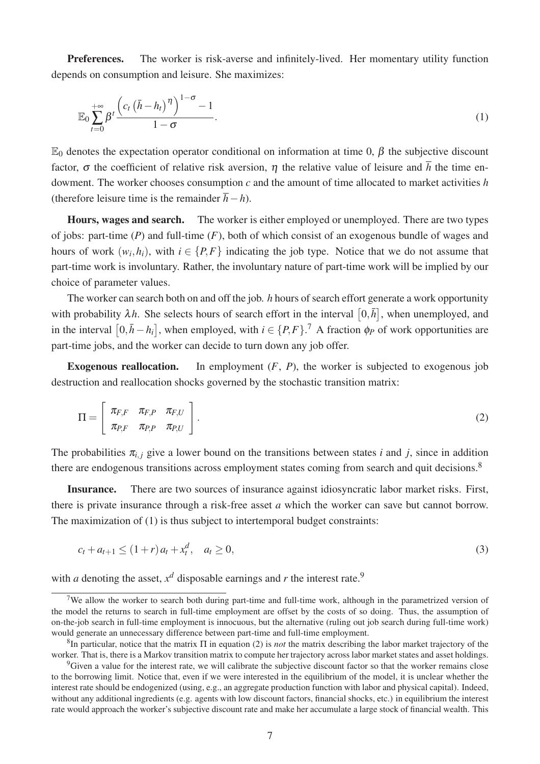**Preferences.** The worker is risk-averse and infinitely-lived. Her momentary utility function depends on consumption and leisure. She maximizes:

$$\mathbb{E}_0 \sum_{t=0}^{+\infty} \beta^t \frac{\left(c_t \left(\bar{h} - h_t\right)^\eta\right)^{1-\sigma} - 1}{1-\sigma}. \tag{1}$$

$\mathbb{E}_0$ denotes the expectation operator conditional on information at time 0, $\beta$ the subjective discount factor, $\sigma$ the coefficient of relative risk aversion, $\eta$ the relative value of leisure and $\overline{h}$ the time endowment. The worker chooses consumption $c$ and the amount of time allocated to market activities $h$ (therefore leisure time is the remainder $\overline{h} - h$).

**Hours, wages and search.** The worker is either employed or unemployed. There are two types of jobs: part-time ($P$) and full-time ($F$), both of which consist of an exogenous bundle of wages and hours of work $(w_i, h_i)$, with $i \in \{P, F\}$ indicating the job type. Notice that we do not assume that part-time work is involuntary. Rather, the involuntary nature of part-time work will be implied by our choice of parameter values.

The worker can search both on and off the job. $h$ hours of search effort generate a work opportunity with probability $\lambda h$. She selects hours of search effort in the interval $\left[0, \bar{h}\right]$, when unemployed, and in the interval $\left[0, \bar{h} - h_i\right]$, when employed, with $i \in \{P, F\}$.[7] A fraction $\phi_P$ of work opportunities are part-time jobs, and the worker can decide to turn down any job offer.

**Exogenous reallocation.** In employment ($F$, $P$), the worker is subjected to exogenous job destruction and reallocation shocks governed by the stochastic transition matrix:

$$\Pi = \left[ \begin{array}{ccc} \pi_{F,F} & \pi_{F,P} & \pi_{F,U} \\ \pi_{P,F} & \pi_{P,P} & \pi_{P,U} \end{array} \right]. \tag{2}$$

The probabilities $\pi_{i,j}$ give a lower bound on the transitions between states $i$ and $j$, since in addition there are endogenous transitions across employment states coming from search and quit decisions.[8]

**Insurance.** There are two sources of insurance against idiosyncratic labor market risks. First, there is private insurance through a risk-free asset $a$ which the worker can save but cannot borrow. The maximization of (1) is thus subject to intertemporal budget constraints:

$$c_t + a_{t+1} \leq (1+r) a_t + x_t^d, \quad a_t \geq 0, \tag{3}$$

with $a$ denoting the asset, $x^d$ disposable earnings and $r$ the interest rate.[9]

---

[7] We allow the worker to search both during part-time and full-time work, although in the parametrized version of the model the returns to search in full-time employment are offset by the costs of so doing. Thus, the assumption of on-the-job search in full-time employment is innocuous, but the alternative (ruling out job search during full-time work) would generate an unnecessary difference between part-time and full-time employment.

[8] In particular, notice that the matrix $\Pi$ in equation (2) is *not* the matrix describing the labor market trajectory of the worker. That is, there is a Markov transition matrix to compute her trajectory across labor market states and asset holdings.

[9] Given a value for the interest rate, we will calibrate the subjective discount factor so that the worker remains close to the borrowing limit. Notice that, even if we were interested in the equilibrium of the model, it is unclear whether the interest rate should be endogenized (using, e.g., an aggregate production function with labor and physical capital). Indeed, without any additional ingredients (e.g. agents with low discount factors, financial shocks, etc.) in equilibrium the interest rate would approach the worker's subjective discount rate and make her accumulate a large stock of financial wealth. This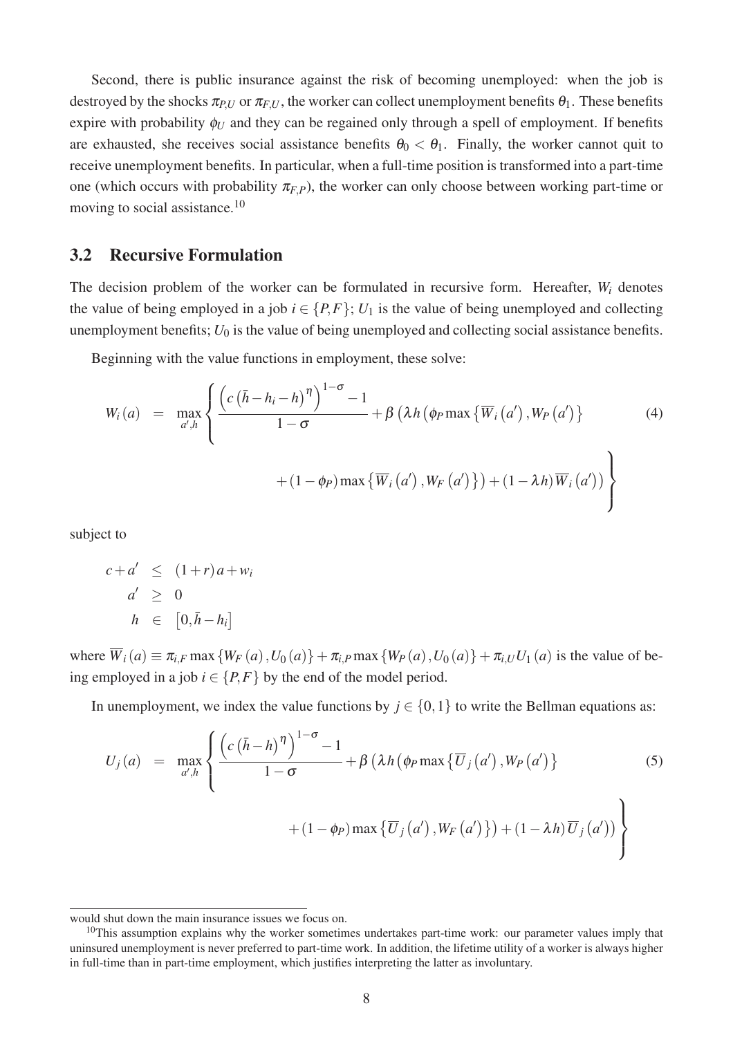Second, there is public insurance against the risk of becoming unemployed: when the job is destroyed by the shocks $\pi_{P,U}$ or $\pi_{F,U}$, the worker can collect unemployment benefits $\theta_1$. These benefits expire with probability $\phi_U$ and they can be regained only through a spell of employment. If benefits are exhausted, she receives social assistance benefits $\theta_0 < \theta_1$. Finally, the worker cannot quit to receive unemployment benefits. In particular, when a full-time position is transformed into a part-time one (which occurs with probability $\pi_{F,P}$), the worker can only choose between working part-time or moving to social assistance.[10]

## 3.2 Recursive Formulation

The decision problem of the worker can be formulated in recursive form. Hereafter, $W_i$ denotes the value of being employed in a job $i \in \{P, F\}$; $U_1$ is the value of being unemployed and collecting unemployment benefits; $U_0$ is the value of being unemployed and collecting social assistance benefits.

Beginning with the value functions in employment, these solve:

$$
\begin{aligned}
W_i(a) \quad = \quad \max_{a',h} \Bigg\{ & \frac{\left(c\left(\bar{h} - h_i - h\right)^{\eta}\right)^{1-\sigma} - 1}{1-\sigma} + \beta\left(\lambda h\left(\phi_P \max\left\{\overline{W}_i\left(a'\right), W_P\left(a'\right)\right\}\right.\right. \\
& \left.\left. + \left(1-\phi_P\right)\max\left\{\overline{W}_i\left(a'\right), W_F\left(a'\right)\right\}\right) + (1-\lambda h)\overline{W}_i\left(a'\right)\right) \Bigg\}
\end{aligned} \tag{4}
$$

subject to

$$
\begin{aligned}
c + a' &\leq (1+r)a + w_i \\
a' &\geq 0 \\
h &\in \left[0, \bar{h} - h_i\right]
\end{aligned}
$$

where $\overline{W}_i(a) \equiv \pi_{i,F} \max\{W_F(a), U_0(a)\} + \pi_{i,P} \max\{W_P(a), U_0(a)\} + \pi_{i,U} U_1(a)$ is the value of being employed in a job $i \in \{P, F\}$ by the end of the model period.

In unemployment, we index the value functions by $j \in \{0, 1\}$ to write the Bellman equations as:

$$
\begin{aligned}
U_j(a) \quad = \quad \max_{a',h} \Bigg\{ & \frac{\left(c\left(\bar{h} - h\right)^{\eta}\right)^{1-\sigma} - 1}{1-\sigma} + \beta\left(\lambda h\left(\phi_P \max\left\{\overline{U}_j\left(a'\right), W_P\left(a'\right)\right\}\right.\right. \\
& \left.\left. + \left(1-\phi_P\right)\max\left\{\overline{U}_j\left(a'\right), W_F\left(a'\right)\right\}\right) + (1-\lambda h)\overline{U}_j\left(a'\right)\right) \Bigg\}
\end{aligned} \tag{5}
$$

---

would shut down the main insurance issues we focus on.

[10] This assumption explains why the worker sometimes undertakes part-time work: our parameter values imply that uninsured unemployment is never preferred to part-time work. In addition, the lifetime utility of a worker is always higher in full-time than in part-time employment, which justifies interpreting the latter as involuntary.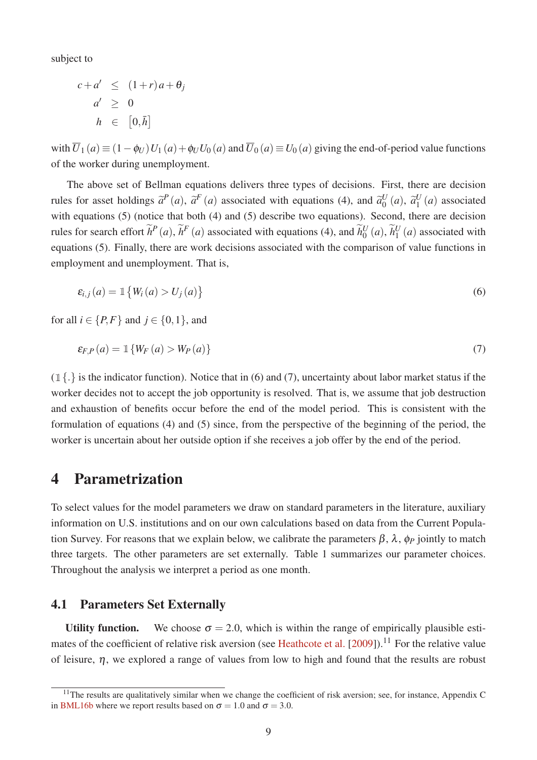subject to

$$
\begin{aligned}
c + a' &\leq (1+r)a + \theta_j \\
a' &\geq 0 \\
h &\in \left[0, \bar{h}\right]
\end{aligned}
$$

with $\overline{U}_1(a) \equiv (1-\phi_U) U_1(a) + \phi_U U_0(a)$ and $\overline{U}_0(a) \equiv U_0(a)$ giving the end-of-period value functions of the worker during unemployment.

The above set of Bellman equations delivers three types of decisions. First, there are decision rules for asset holdings $\widetilde{a}^P(a)$, $\widetilde{a}^F(a)$ associated with equations (4), and $\widetilde{a}_0^U(a)$, $\widetilde{a}_1^U(a)$ associated with equations (5) (notice that both (4) and (5) describe two equations). Second, there are decision rules for search effort $\widetilde{h}^P(a)$, $\widetilde{h}^F(a)$ associated with equations (4), and $\widetilde{h}_0^U(a)$, $\widetilde{h}_1^U(a)$ associated with equations (5). Finally, there are work decisions associated with the comparison of value functions in employment and unemployment. That is,

$$
\varepsilon_{i,j}(a) = \mathbb{1}\left\{W_i(a) > U_j(a)\right\} \tag{6}
$$

for all $i \in \{P, F\}$ and $j \in \{0, 1\}$, and

$$
\varepsilon_{F,P}(a) = \mathbb{1}\left\{W_F(a) > W_P(a)\right\} \tag{7}
$$

($\mathbb{1}\{.\}$ is the indicator function). Notice that in (6) and (7), uncertainty about labor market status if the worker decides not to accept the job opportunity is resolved. That is, we assume that job destruction and exhaustion of benefits occur before the end of the model period. This is consistent with the formulation of equations (4) and (5) since, from the perspective of the beginning of the period, the worker is uncertain about her outside option if she receives a job offer by the end of the period.

# 4 Parametrization

To select values for the model parameters we draw on standard parameters in the literature, auxiliary information on U.S. institutions and on our own calculations based on data from the Current Population Survey. For reasons that we explain below, we calibrate the parameters $\beta$, $\lambda$, $\phi_P$ jointly to match three targets. The other parameters are set externally. Table 1 summarizes our parameter choices. Throughout the analysis we interpret a period as one month.

## 4.1 Parameters Set Externally

**Utility function.** We choose $\sigma = 2.0$, which is within the range of empirically plausible estimates of the coefficient of relative risk aversion (see Heathcote et al. [2009]).[11] For the relative value of leisure, $\eta$, we explored a range of values from low to high and found that the results are robust

[11] The results are qualitatively similar when we change the coefficient of risk aversion; see, for instance, Appendix C in BML16b where we report results based on $\sigma = 1.0$ and $\sigma = 3.0$.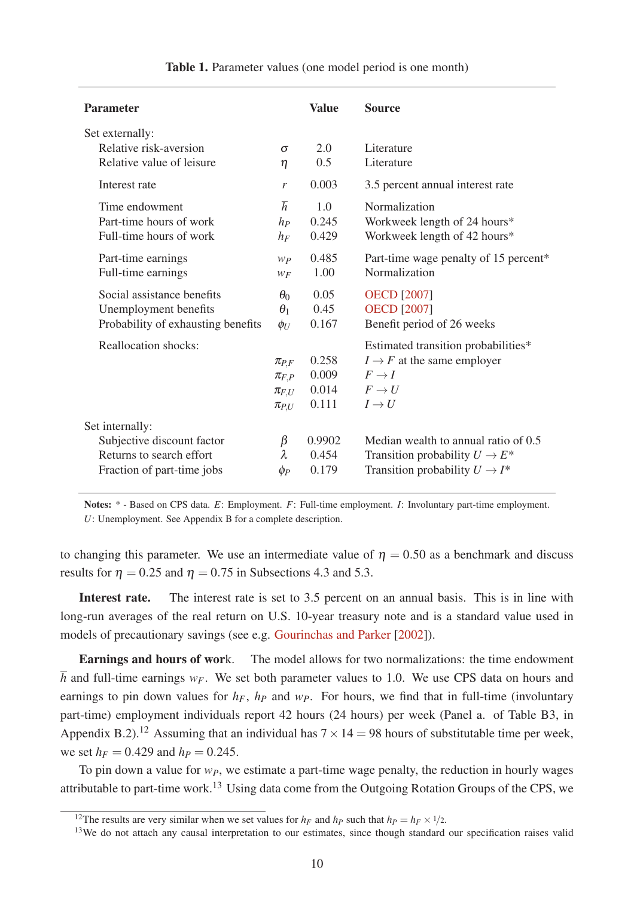**Table 1.** Parameter values (one model period is one month)

| Parameter | | Value | Source |
|---|---|---|---|
| Set externally: | | | |
| Relative risk-aversion | $\sigma$ | 2.0 | Literature |
| Relative value of leisure | $\eta$ | 0.5 | Literature |
| Interest rate | $r$ | 0.003 | 3.5 percent annual interest rate |
| Time endowment | $\overline{h}$ | 1.0 | Normalization |
| Part-time hours of work | $h_P$ | 0.245 | Workweek length of 24 hours* |
| Full-time hours of work | $h_F$ | 0.429 | Workweek length of 42 hours* |
| Part-time earnings | $w_P$ | 0.485 | Part-time wage penalty of 15 percent* |
| Full-time earnings | $w_F$ | 1.00 | Normalization |
| Social assistance benefits | $\theta_0$ | 0.05 | OECD [2007] |
| Unemployment benefits | $\theta_1$ | 0.45 | OECD [2007] |
| Probability of exhausting benefits | $\phi_U$ | 0.167 | Benefit period of 26 weeks |
| Reallocation shocks: | | | Estimated transition probabilities* |
| | $\pi_{P,F}$ | 0.258 | $I \to F$ at the same employer |
| | $\pi_{F,P}$ | 0.009 | $F \to I$ |
| | $\pi_{F,U}$ | 0.014 | $F \to U$ |
| | $\pi_{P,U}$ | 0.111 | $I \to U$ |
| Set internally: | | | |
| Subjective discount factor | $\beta$ | 0.9902 | Median wealth to annual ratio of 0.5 |
| Returns to search effort | $\lambda$ | 0.454 | Transition probability $U \to E$* |
| Fraction of part-time jobs | $\phi_P$ | 0.179 | Transition probability $U \to I$* |

**Notes:** * - Based on CPS data. $E$: Employment. $F$: Full-time employment. $I$: Involuntary part-time employment. $U$: Unemployment. See Appendix B for a complete description.

to changing this parameter. We use an intermediate value of $\eta = 0.50$ as a benchmark and discuss results for $\eta = 0.25$ and $\eta = 0.75$ in Subsections 4.3 and 5.3.

**Interest rate.** The interest rate is set to 3.5 percent on an annual basis. This is in line with long-run averages of the real return on U.S. 10-year treasury note and is a standard value used in models of precautionary savings (see e.g. Gourinchas and Parker [2002]).

**Earnings and hours of work.** The model allows for two normalizations: the time endowment $\overline{h}$ and full-time earnings $w_F$. We set both parameter values to 1.0. We use CPS data on hours and earnings to pin down values for $h_F$, $h_P$ and $w_P$. For hours, we find that in full-time (involuntary part-time) employment individuals report 42 hours (24 hours) per week (Panel a. of Table B3, in Appendix B.2).[12] Assuming that an individual has $7 \times 14 = 98$ hours of substitutable time per week, we set $h_F = 0.429$ and $h_P = 0.245$.

To pin down a value for $w_P$, we estimate a part-time wage penalty, the reduction in hourly wages attributable to part-time work.[13] Using data come from the Outgoing Rotation Groups of the CPS, we

[12] The results are very similar when we set values for $h_F$ and $h_P$ such that $h_P = h_F \times 1/2$.

[13] We do not attach any causal interpretation to our estimates, since though standard our specification raises valid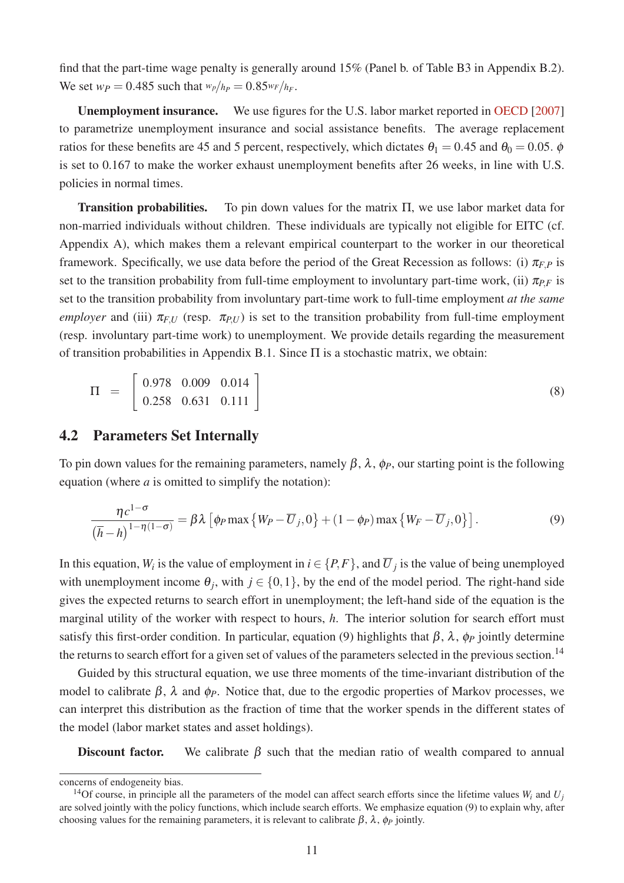find that the part-time wage penalty is generally around 15% (Panel b. of Table B3 in Appendix B.2). We set $w_P = 0.485$ such that $w_P/h_P = 0.85 w_F/h_F$.

**Unemployment insurance.** We use figures for the U.S. labor market reported in OECD [2007] to parametrize unemployment insurance and social assistance benefits. The average replacement ratios for these benefits are 45 and 5 percent, respectively, which dictates $\theta_1 = 0.45$ and $\theta_0 = 0.05$. $\phi$ is set to 0.167 to make the worker exhaust unemployment benefits after 26 weeks, in line with U.S. policies in normal times.

**Transition probabilities.** To pin down values for the matrix $\Pi$, we use labor market data for non-married individuals without children. These individuals are typically not eligible for EITC (cf. Appendix A), which makes them a relevant empirical counterpart to the worker in our theoretical framework. Specifically, we use data before the period of the Great Recession as follows: (i) $\pi_{F,P}$ is set to the transition probability from full-time employment to involuntary part-time work, (ii) $\pi_{P,F}$ is set to the transition probability from involuntary part-time work to full-time employment *at the same employer* and (iii) $\pi_{F,U}$ (resp. $\pi_{P,U}$) is set to the transition probability from full-time employment (resp. involuntary part-time work) to unemployment. We provide details regarding the measurement of transition probabilities in Appendix B.1. Since $\Pi$ is a stochastic matrix, we obtain:

$$\Pi = \begin{bmatrix} 0.978 & 0.009 & 0.014 \\ 0.258 & 0.631 & 0.111 \end{bmatrix} \tag{8}$$

## 4.2 Parameters Set Internally

To pin down values for the remaining parameters, namely $\beta$, $\lambda$, $\phi_P$, our starting point is the following equation (where $a$ is omitted to simplify the notation):

$$\frac{\eta c^{1-\sigma}}{\left(\overline{h}-h\right)^{1-\eta(1-\sigma)}} = \beta\lambda\left[\phi_P \max\left\{W_P - \overline{U}_j, 0\right\} + (1-\phi_P)\max\left\{W_F - \overline{U}_j, 0\right\}\right]. \tag{9}$$

In this equation, $W_i$ is the value of employment in $i \in \{P, F\}$, and $\overline{U}_j$ is the value of being unemployed with unemployment income $\theta_j$, with $j \in \{0, 1\}$, by the end of the model period. The right-hand side gives the expected returns to search effort in unemployment; the left-hand side of the equation is the marginal utility of the worker with respect to hours, $h$. The interior solution for search effort must satisfy this first-order condition. In particular, equation (9) highlights that $\beta$, $\lambda$, $\phi_P$ jointly determine the returns to search effort for a given set of values of the parameters selected in the previous section.[14]

Guided by this structural equation, we use three moments of the time-invariant distribution of the model to calibrate $\beta$, $\lambda$ and $\phi_P$. Notice that, due to the ergodic properties of Markov processes, we can interpret this distribution as the fraction of time that the worker spends in the different states of the model (labor market states and asset holdings).

**Discount factor.** We calibrate $\beta$ such that the median ratio of wealth compared to annual

---

concerns of endogeneity bias.

[14] Of course, in principle all the parameters of the model can affect search efforts since the lifetime values $W_i$ and $U_j$ are solved jointly with the policy functions, which include search efforts. We emphasize equation (9) to explain why, after choosing values for the remaining parameters, it is relevant to calibrate $\beta$, $\lambda$, $\phi_P$ jointly.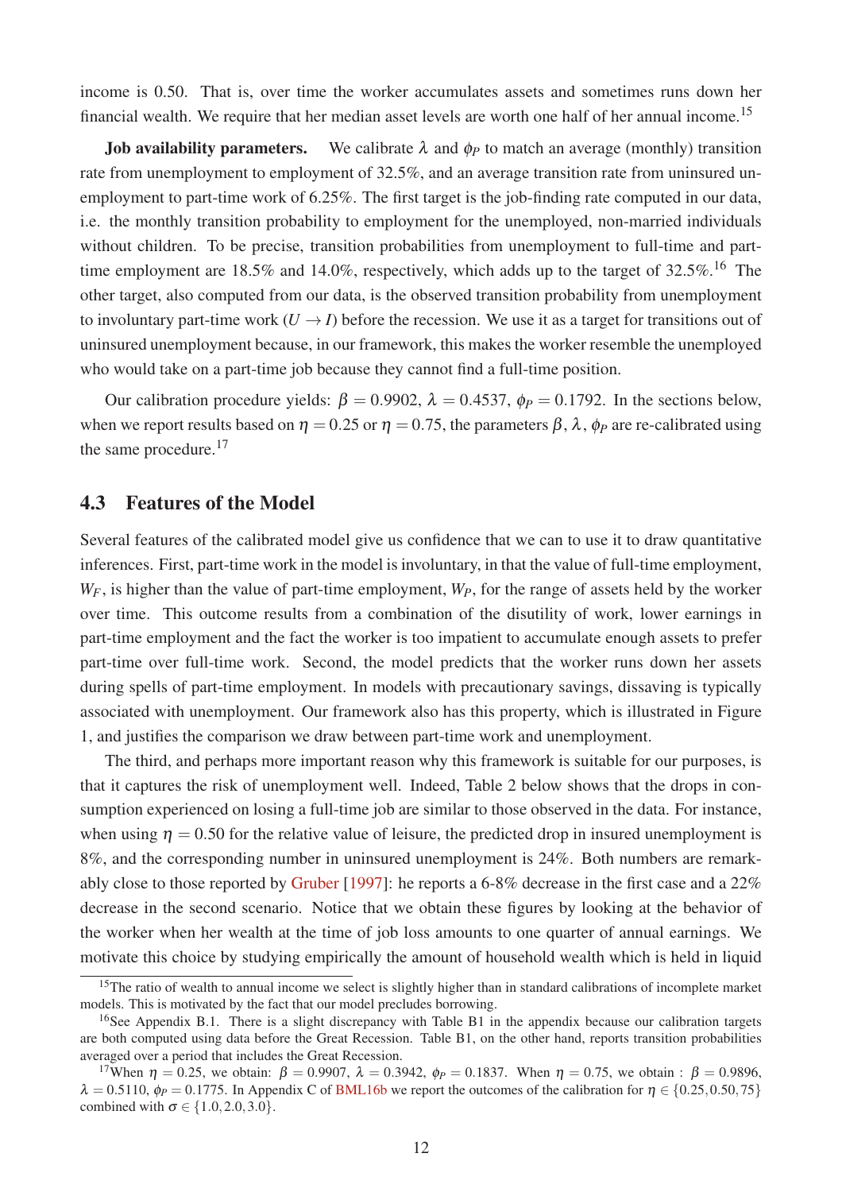income is 0.50. That is, over time the worker accumulates assets and sometimes runs down her financial wealth. We require that her median asset levels are worth one half of her annual income.[15]

**Job availability parameters.** We calibrate $\lambda$ and $\phi_P$ to match an average (monthly) transition rate from unemployment to employment of 32.5%, and an average transition rate from uninsured unemployment to part-time work of 6.25%. The first target is the job-finding rate computed in our data, i.e. the monthly transition probability to employment for the unemployed, non-married individuals without children. To be precise, transition probabilities from unemployment to full-time and part-time employment are 18.5% and 14.0%, respectively, which adds up to the target of 32.5%.[16] The other target, also computed from our data, is the observed transition probability from unemployment to involuntary part-time work ($U \rightarrow I$) before the recession. We use it as a target for transitions out of uninsured unemployment because, in our framework, this makes the worker resemble the unemployed who would take on a part-time job because they cannot find a full-time position.

Our calibration procedure yields: $\beta = 0.9902$, $\lambda = 0.4537$, $\phi_P = 0.1792$. In the sections below, when we report results based on $\eta = 0.25$ or $\eta = 0.75$, the parameters $\beta$, $\lambda$, $\phi_P$ are re-calibrated using the same procedure.[17]

## 4.3 Features of the Model

Several features of the calibrated model give us confidence that we can to use it to draw quantitative inferences. First, part-time work in the model is involuntary, in that the value of full-time employment, $W_F$, is higher than the value of part-time employment, $W_P$, for the range of assets held by the worker over time. This outcome results from a combination of the disutility of work, lower earnings in part-time employment and the fact the worker is too impatient to accumulate enough assets to prefer part-time over full-time work. Second, the model predicts that the worker runs down her assets during spells of part-time employment. In models with precautionary savings, dissaving is typically associated with unemployment. Our framework also has this property, which is illustrated in Figure 1, and justifies the comparison we draw between part-time work and unemployment.

The third, and perhaps more important reason why this framework is suitable for our purposes, is that it captures the risk of unemployment well. Indeed, Table 2 below shows that the drops in consumption experienced on losing a full-time job are similar to those observed in the data. For instance, when using $\eta = 0.50$ for the relative value of leisure, the predicted drop in insured unemployment is 8%, and the corresponding number in uninsured unemployment is 24%. Both numbers are remarkably close to those reported by Gruber [1997]: he reports a 6-8% decrease in the first case and a 22% decrease in the second scenario. Notice that we obtain these figures by looking at the behavior of the worker when her wealth at the time of job loss amounts to one quarter of annual earnings. We motivate this choice by studying empirically the amount of household wealth which is held in liquid

[15] The ratio of wealth to annual income we select is slightly higher than in standard calibrations of incomplete market models. This is motivated by the fact that our model precludes borrowing.

[16] See Appendix B.1. There is a slight discrepancy with Table B1 in the appendix because our calibration targets are both computed using data before the Great Recession. Table B1, on the other hand, reports transition probabilities averaged over a period that includes the Great Recession.

[17] When $\eta = 0.25$, we obtain: $\beta = 0.9907$, $\lambda = 0.3942$, $\phi_P = 0.1837$. When $\eta = 0.75$, we obtain : $\beta = 0.9896$, $\lambda = 0.5110$, $\phi_P = 0.1775$. In Appendix C of BML16b we report the outcomes of the calibration for $\eta \in \{0.25, 0.50, 75\}$ combined with $\sigma \in \{1.0, 2.0, 3.0\}$.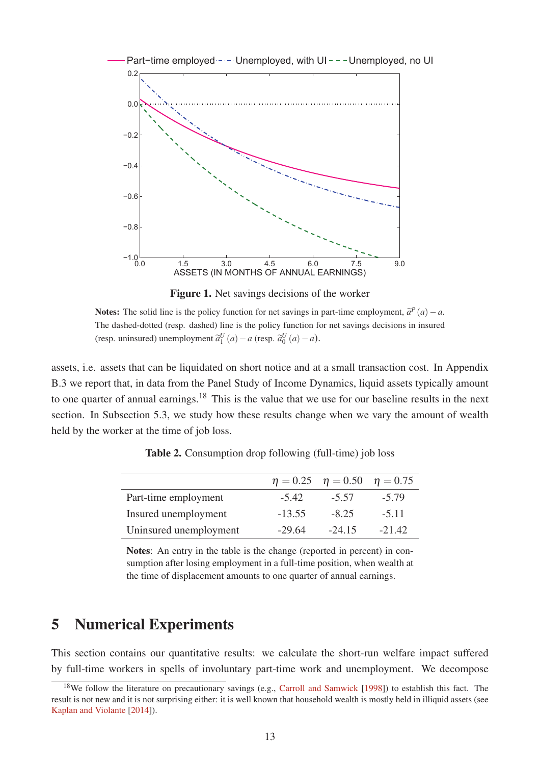**Figure 1.** Net savings decisions of the worker

**Notes:** The solid line is the policy function for net savings in part-time employment, $\widetilde{a}^P(a) - a$. The dashed-dotted (resp. dashed) line is the policy function for net savings decisions in insured (resp. uninsured) unemployment $\widetilde{a}_1^U(a) - a$ (resp. $\widetilde{a}_0^U(a) - a$).

assets, i.e. assets that can be liquidated on short notice and at a small transaction cost. In Appendix B.3 we report that, in data from the Panel Study of Income Dynamics, liquid assets typically amount to one quarter of annual earnings.[18] This is the value that we use for our baseline results in the next section. In Subsection 5.3, we study how these results change when we vary the amount of wealth held by the worker at the time of job loss.

**Table 2.** Consumption drop following (full-time) job loss

| | $\eta = 0.25$ | $\eta = 0.50$ | $\eta = 0.75$ |
|---|---|---|---|
| Part-time employment | -5.42 | -5.57 | -5.79 |
| Insured unemployment | -13.55 | -8.25 | -5.11 |
| Uninsured unemployment | -29.64 | -24.15 | -21.42 |

**Notes**: An entry in the table is the change (reported in percent) in consumption after losing employment in a full-time position, when wealth at the time of displacement amounts to one quarter of annual earnings.

# 5 Numerical Experiments

This section contains our quantitative results: we calculate the short-run welfare impact suffered by full-time workers in spells of involuntary part-time work and unemployment. We decompose

[18] We follow the literature on precautionary savings (e.g., Carroll and Samwick [1998]) to establish this fact. The result is not new and it is not surprising either: it is well known that household wealth is mostly held in illiquid assets (see Kaplan and Violante [2014]).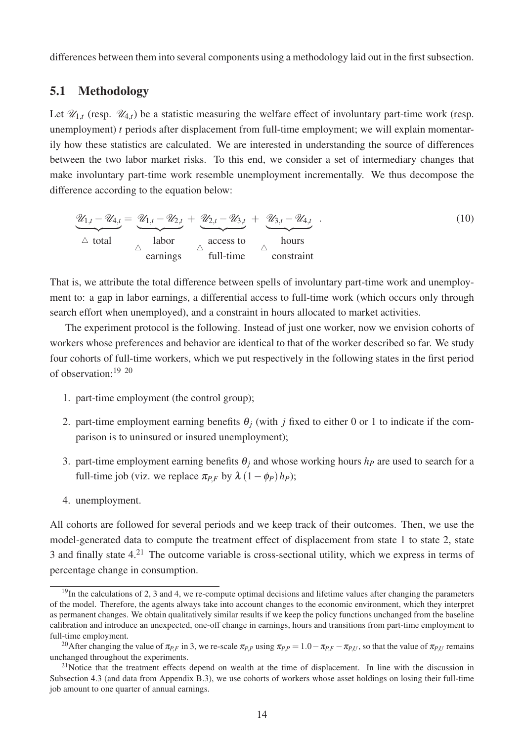differences between them into several components using a methodology laid out in the first subsection.

## 5.1 Methodology

Let $\mathscr{U}_{1,t}$ (resp. $\mathscr{U}_{4,t}$) be a statistic measuring the welfare effect of involuntary part-time work (resp. unemployment) $t$ periods after displacement from full-time employment; we will explain momentarily how these statistics are calculated. We are interested in understanding the source of differences between the two labor market risks. To this end, we consider a set of intermediary changes that make involuntary part-time work resemble unemployment incrementally. We thus decompose the difference according to the equation below:

$$\underbrace{\mathscr{U}_{1,t} - \mathscr{U}_{4,t}}_{\triangle \text{ total}} = \underbrace{\mathscr{U}_{1,t} - \mathscr{U}_{2,t}}_{\triangle \begin{array}{c}\text{labor}\\ \text{earnings}\end{array}} + \underbrace{\mathscr{U}_{2,t} - \mathscr{U}_{3,t}}_{\triangle \begin{array}{c}\text{access to}\\ \text{full-time}\end{array}} + \underbrace{\mathscr{U}_{3,t} - \mathscr{U}_{4,t}}_{\triangle \begin{array}{c}\text{hours}\\ \text{constraint}\end{array}} . \tag{10}$$

That is, we attribute the total difference between spells of involuntary part-time work and unemployment to: a gap in labor earnings, a differential access to full-time work (which occurs only through search effort when unemployed), and a constraint in hours allocated to market activities.

The experiment protocol is the following. Instead of just one worker, now we envision cohorts of workers whose preferences and behavior are identical to that of the worker described so far. We study four cohorts of full-time workers, which we put respectively in the following states in the first period of observation:[19] [20]

1. part-time employment (the control group);
2. part-time employment earning benefits $\theta_j$ (with $j$ fixed to either 0 or 1 to indicate if the comparison is to uninsured or insured unemployment);
3. part-time employment earning benefits $\theta_j$ and whose working hours $h_P$ are used to search for a full-time job (viz. we replace $\pi_{P,F}$ by $\lambda\,(1-\phi_P)\,h_P$);
4. unemployment.

All cohorts are followed for several periods and we keep track of their outcomes. Then, we use the model-generated data to compute the treatment effect of displacement from state 1 to state 2, state 3 and finally state 4.[21] The outcome variable is cross-sectional utility, which we express in terms of percentage change in consumption.

[19] In the calculations of 2, 3 and 4, we re-compute optimal decisions and lifetime values after changing the parameters of the model. Therefore, the agents always take into account changes to the economic environment, which they interpret as permanent changes. We obtain qualitatively similar results if we keep the policy functions unchanged from the baseline calibration and introduce an unexpected, one-off change in earnings, hours and transitions from part-time employment to full-time employment.

[20] After changing the value of $\pi_{P,F}$ in 3, we re-scale $\pi_{P,P}$ using $\pi_{P,P} = 1.0 - \pi_{P,F} - \pi_{P,U}$, so that the value of $\pi_{P,U}$ remains unchanged throughout the experiments.

[21] Notice that the treatment effects depend on wealth at the time of displacement. In line with the discussion in Subsection 4.3 (and data from Appendix B.3), we use cohorts of workers whose asset holdings on losing their full-time job amount to one quarter of annual earnings.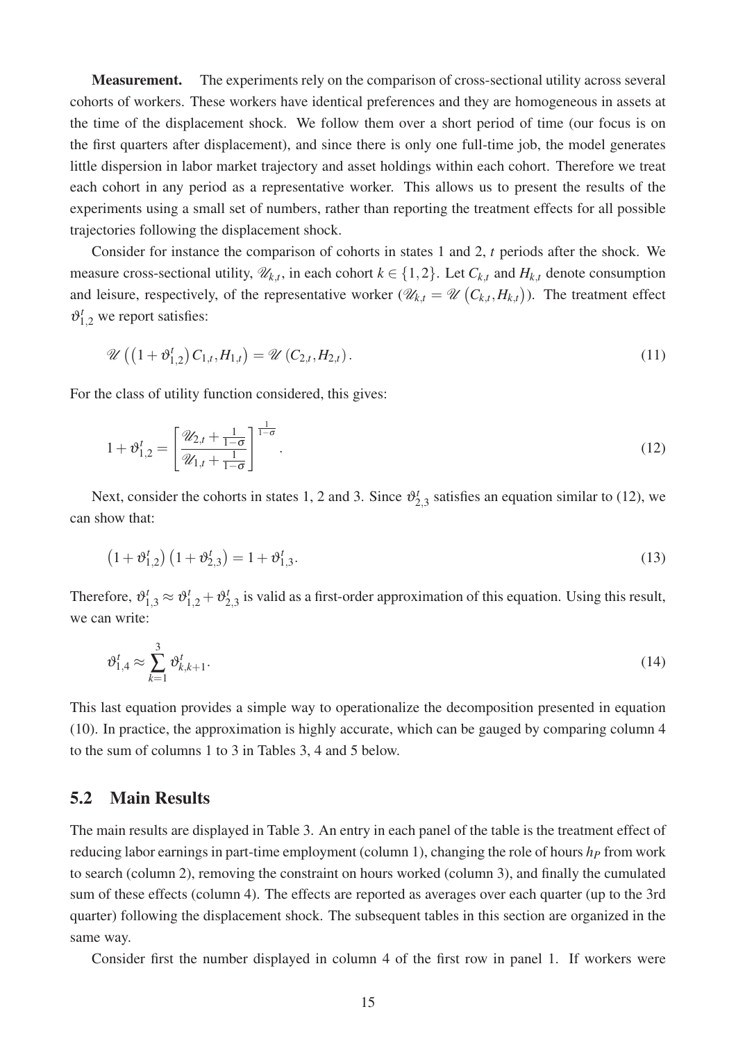**Measurement.** The experiments rely on the comparison of cross-sectional utility across several cohorts of workers. These workers have identical preferences and they are homogeneous in assets at the time of the displacement shock. We follow them over a short period of time (our focus is on the first quarters after displacement), and since there is only one full-time job, the model generates little dispersion in labor market trajectory and asset holdings within each cohort. Therefore we treat each cohort in any period as a representative worker. This allows us to present the results of the experiments using a small set of numbers, rather than reporting the treatment effects for all possible trajectories following the displacement shock.

Consider for instance the comparison of cohorts in states 1 and 2, $t$ periods after the shock. We measure cross-sectional utility, $\mathscr{U}_{k,t}$, in each cohort $k \in \{1,2\}$. Let $C_{k,t}$ and $H_{k,t}$ denote consumption and leisure, respectively, of the representative worker ($\mathscr{U}_{k,t} = \mathscr{U}\left(C_{k,t}, H_{k,t}\right)$). The treatment effect $\vartheta_{1,2}^{t}$ we report satisfies:

$$\mathscr{U}\left(\left(1+\vartheta_{1,2}^{t}\right)C_{1,t}, H_{1,t}\right) = \mathscr{U}\left(C_{2,t}, H_{2,t}\right). \tag{11}$$

For the class of utility function considered, this gives:

$$1+\vartheta_{1,2}^{t} = \left[\frac{\mathscr{U}_{2,t}+\frac{1}{1-\sigma}}{\mathscr{U}_{1,t}+\frac{1}{1-\sigma}}\right]^{\frac{1}{1-\sigma}}. \tag{12}$$

Next, consider the cohorts in states 1, 2 and 3. Since $\vartheta_{2,3}^{t}$ satisfies an equation similar to (12), we can show that:

$$\left(1+\vartheta_{1,2}^{t}\right)\left(1+\vartheta_{2,3}^{t}\right) = 1+\vartheta_{1,3}^{t}. \tag{13}$$

Therefore, $\vartheta_{1,3}^{t} \approx \vartheta_{1,2}^{t} + \vartheta_{2,3}^{t}$ is valid as a first-order approximation of this equation. Using this result, we can write:

$$\vartheta_{1,4}^{t} \approx \sum_{k=1}^{3} \vartheta_{k,k+1}^{t}. \tag{14}$$

This last equation provides a simple way to operationalize the decomposition presented in equation (10). In practice, the approximation is highly accurate, which can be gauged by comparing column 4 to the sum of columns 1 to 3 in Tables 3, 4 and 5 below.

## 5.2 Main Results

The main results are displayed in Table 3. An entry in each panel of the table is the treatment effect of reducing labor earnings in part-time employment (column 1), changing the role of hours $h_P$ from work to search (column 2), removing the constraint on hours worked (column 3), and finally the cumulated sum of these effects (column 4). The effects are reported as averages over each quarter (up to the 3rd quarter) following the displacement shock. The subsequent tables in this section are organized in the same way.

Consider first the number displayed in column 4 of the first row in panel 1. If workers were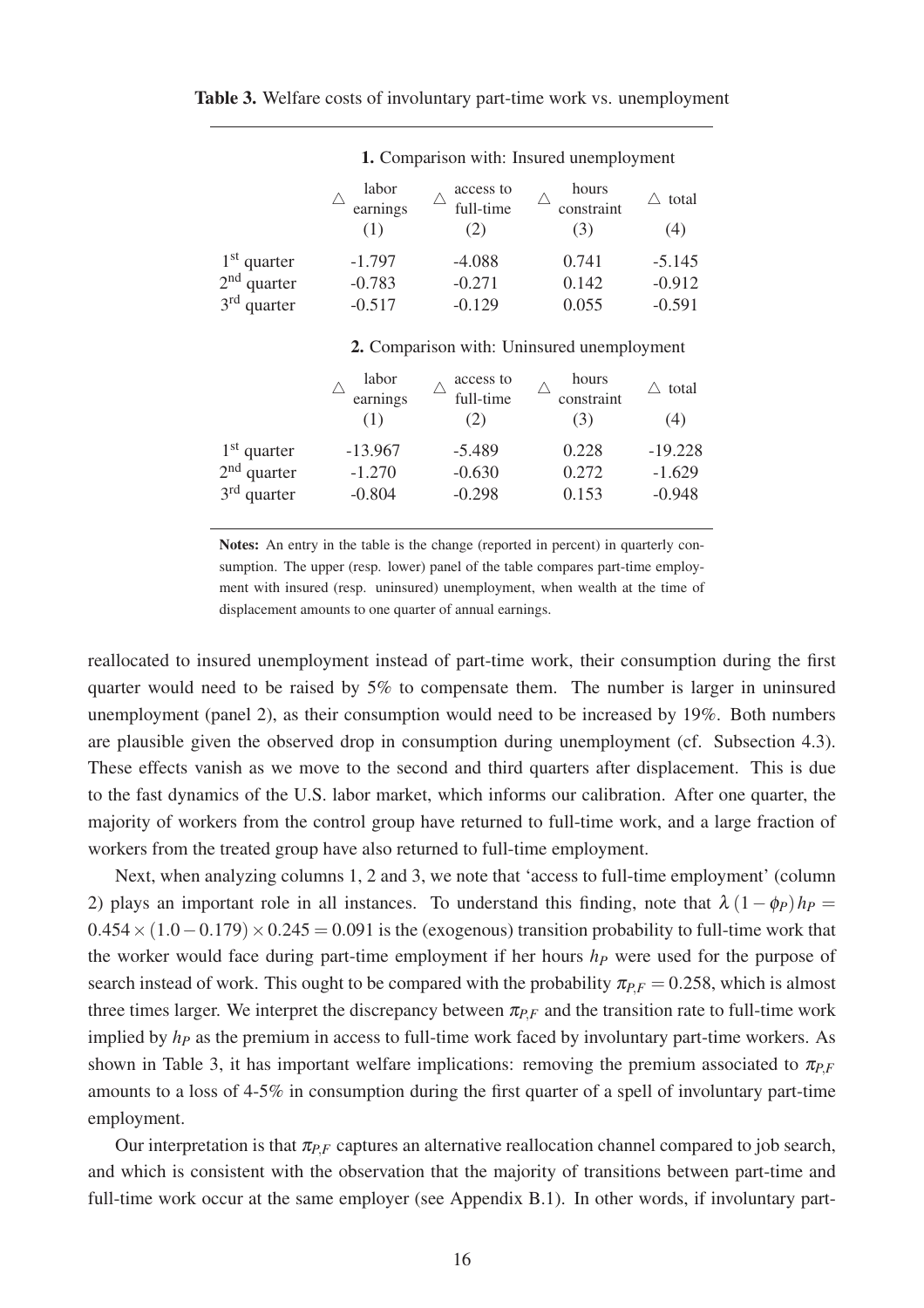**Table 3.** Welfare costs of involuntary part-time work vs. unemployment

| | **1.** Comparison with: Insured unemployment | | | |
|---|---|---|---|---|
| | △ labor earnings (1) | △ access to full-time (2) | △ hours constraint (3) | △ total (4) |
| 1st quarter | -1.797 | -4.088 | 0.741 | -5.145 |
| 2nd quarter | -0.783 | -0.271 | 0.142 | -0.912 |
| 3rd quarter | -0.517 | -0.129 | 0.055 | -0.591 |
| | **2.** Comparison with: Uninsured unemployment | | | |
| | △ labor earnings (1) | △ access to full-time (2) | △ hours constraint (3) | △ total (4) |
| 1st quarter | -13.967 | -5.489 | 0.228 | -19.228 |
| 2nd quarter | -1.270 | -0.630 | 0.272 | -1.629 |
| 3rd quarter | -0.804 | -0.298 | 0.153 | -0.948 |

**Notes:** An entry in the table is the change (reported in percent) in quarterly consumption. The upper (resp. lower) panel of the table compares part-time employment with insured (resp. uninsured) unemployment, when wealth at the time of displacement amounts to one quarter of annual earnings.

reallocated to insured unemployment instead of part-time work, their consumption during the first quarter would need to be raised by 5% to compensate them. The number is larger in uninsured unemployment (panel 2), as their consumption would need to be increased by 19%. Both numbers are plausible given the observed drop in consumption during unemployment (cf. Subsection 4.3). These effects vanish as we move to the second and third quarters after displacement. This is due to the fast dynamics of the U.S. labor market, which informs our calibration. After one quarter, the majority of workers from the control group have returned to full-time work, and a large fraction of workers from the treated group have also returned to full-time employment.

Next, when analyzing columns 1, 2 and 3, we note that 'access to full-time employment' (column 2) plays an important role in all instances. To understand this finding, note that $\lambda\,(1-\phi_P)\,h_P = 0.454\times(1.0-0.179)\times 0.245 = 0.091$ is the (exogenous) transition probability to full-time work that the worker would face during part-time employment if her hours $h_P$ were used for the purpose of search instead of work. This ought to be compared with the probability $\pi_{P,F} = 0.258$, which is almost three times larger. We interpret the discrepancy between $\pi_{P,F}$ and the transition rate to full-time work implied by $h_P$ as the premium in access to full-time work faced by involuntary part-time workers. As shown in Table 3, it has important welfare implications: removing the premium associated to $\pi_{P,F}$ amounts to a loss of 4-5% in consumption during the first quarter of a spell of involuntary part-time employment.

Our interpretation is that $\pi_{P,F}$ captures an alternative reallocation channel compared to job search, and which is consistent with the observation that the majority of transitions between part-time and full-time work occur at the same employer (see Appendix B.1). In other words, if involuntary part-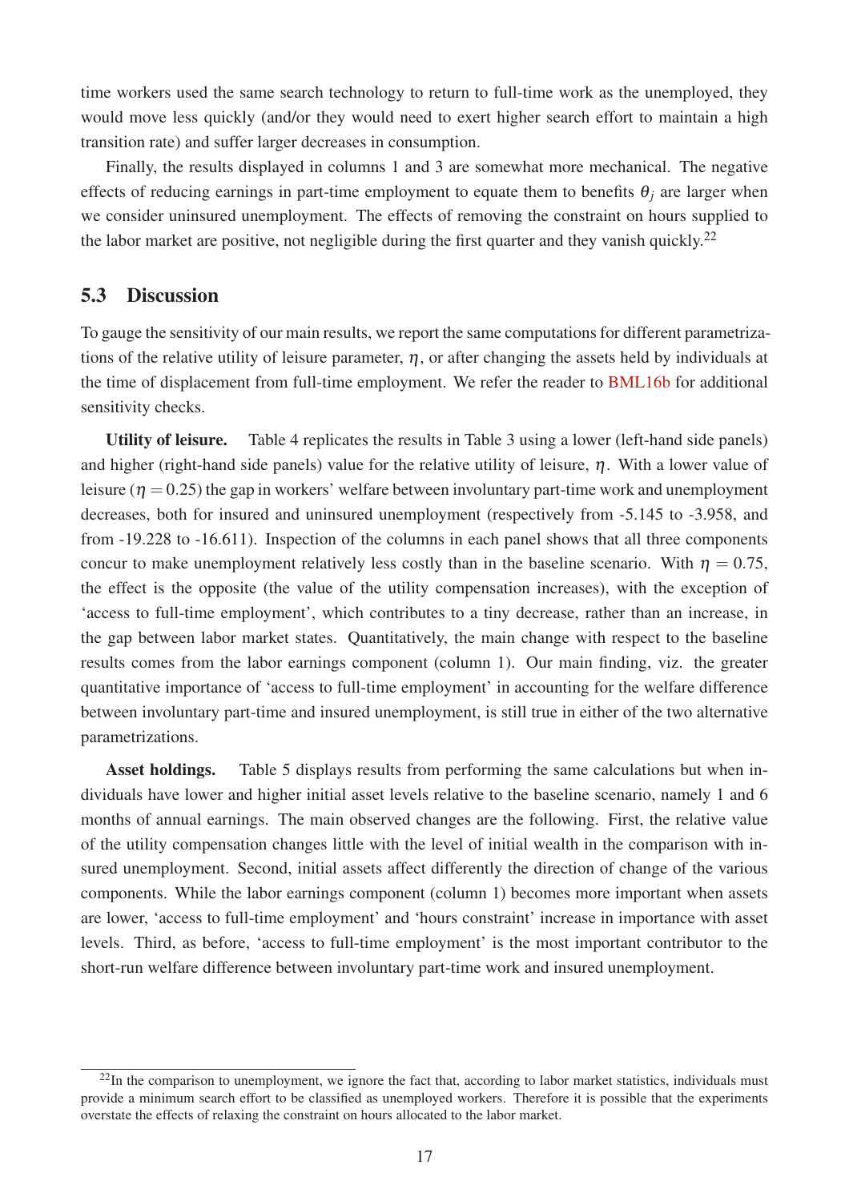time workers used the same search technology to return to full-time work as the unemployed, they would move less quickly (and/or they would need to exert higher search effort to maintain a high transition rate) and suffer larger decreases in consumption.

Finally, the results displayed in columns 1 and 3 are somewhat more mechanical. The negative effects of reducing earnings in part-time employment to equate them to benefits $\theta_j$ are larger when we consider uninsured unemployment. The effects of removing the constraint on hours supplied to the labor market are positive, not negligible during the first quarter and they vanish quickly.[22]

## 5.3 Discussion

To gauge the sensitivity of our main results, we report the same computations for different parametrizations of the relative utility of leisure parameter, $\eta$, or after changing the assets held by individuals at the time of displacement from full-time employment. We refer the reader to BML16b for additional sensitivity checks.

**Utility of leisure.** Table 4 replicates the results in Table 3 using a lower (left-hand side panels) and higher (right-hand side panels) value for the relative utility of leisure, $\eta$. With a lower value of leisure ($\eta = 0.25$) the gap in workers' welfare between involuntary part-time work and unemployment decreases, both for insured and uninsured unemployment (respectively from -5.145 to -3.958, and from -19.228 to -16.611). Inspection of the columns in each panel shows that all three components concur to make unemployment relatively less costly than in the baseline scenario. With $\eta = 0.75$, the effect is the opposite (the value of the utility compensation increases), with the exception of 'access to full-time employment', which contributes to a tiny decrease, rather than an increase, in the gap between labor market states. Quantitatively, the main change with respect to the baseline results comes from the labor earnings component (column 1). Our main finding, viz. the greater quantitative importance of 'access to full-time employment' in accounting for the welfare difference between involuntary part-time and insured unemployment, is still true in either of the two alternative parametrizations.

**Asset holdings.** Table 5 displays results from performing the same calculations but when individuals have lower and higher initial asset levels relative to the baseline scenario, namely 1 and 6 months of annual earnings. The main observed changes are the following. First, the relative value of the utility compensation changes little with the level of initial wealth in the comparison with insured unemployment. Second, initial assets affect differently the direction of change of the various components. While the labor earnings component (column 1) becomes more important when assets are lower, 'access to full-time employment' and 'hours constraint' increase in importance with asset levels. Third, as before, 'access to full-time employment' is the most important contributor to the short-run welfare difference between involuntary part-time work and insured unemployment.

---

[22] In the comparison to unemployment, we ignore the fact that, according to labor market statistics, individuals must provide a minimum search effort to be classified as unemployed workers. Therefore it is possible that the experiments overstate the effects of relaxing the constraint on hours allocated to the labor market.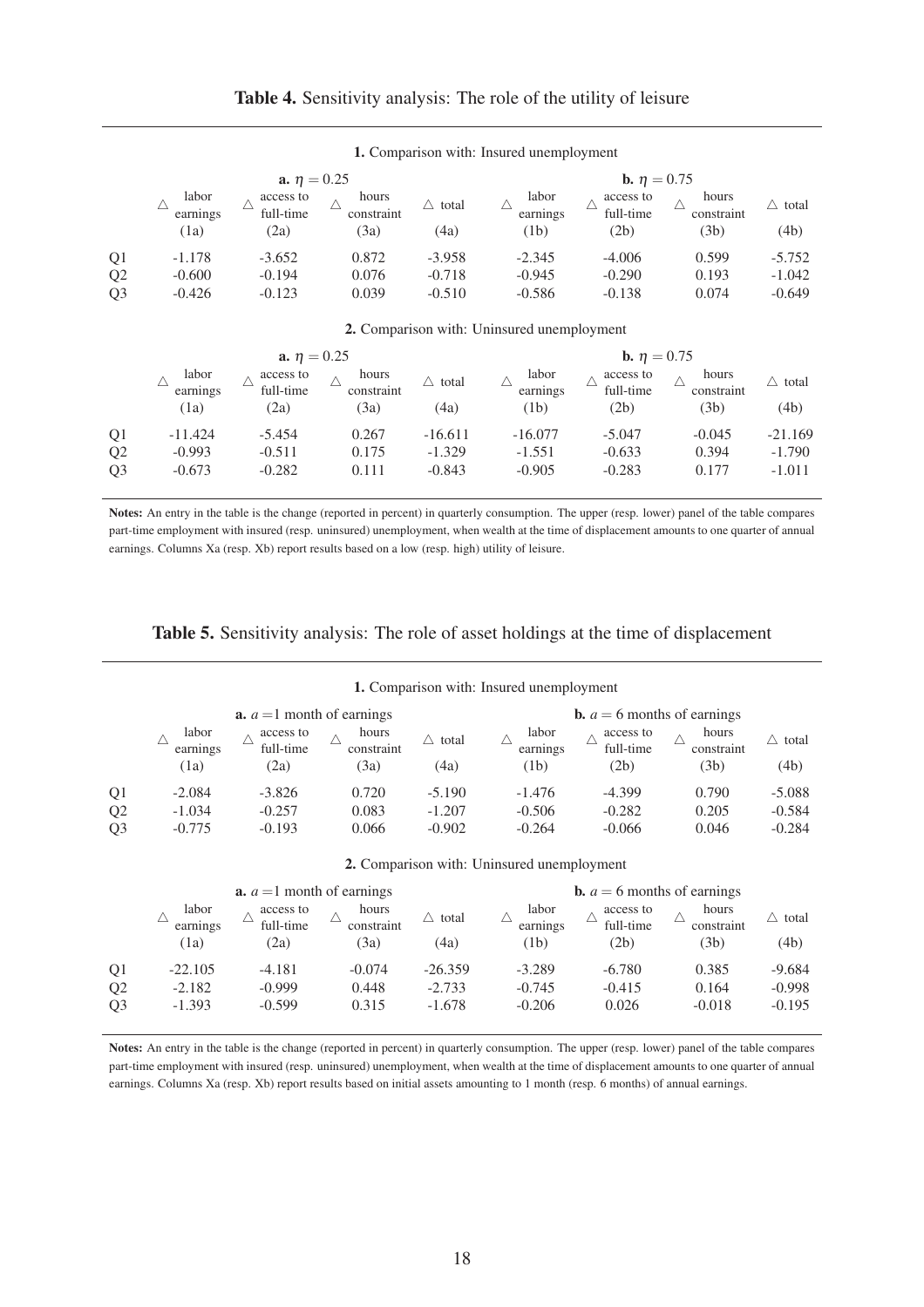**Table 4.** Sensitivity analysis: The role of the utility of leisure

| | **1.** Comparison with: Insured unemployment | | | | | | | |
|---|---|---|---|---|---|---|---|---|
| | **a.** $\eta = 0.25$ | | | | **b.** $\eta = 0.75$ | | | |
| | $\triangle$ labor earnings (1a) | $\triangle$ access to full-time (2a) | $\triangle$ hours constraint (3a) | $\triangle$ total (4a) | $\triangle$ labor earnings (1b) | $\triangle$ access to full-time (2b) | $\triangle$ hours constraint (3b) | $\triangle$ total (4b) |
| Q1 | -1.178 | -3.652 | 0.872 | -3.958 | -2.345 | -4.006 | 0.599 | -5.752 |
| Q2 | -0.600 | -0.194 | 0.076 | -0.718 | -0.945 | -0.290 | 0.193 | -1.042 |
| Q3 | -0.426 | -0.123 | 0.039 | -0.510 | -0.586 | -0.138 | 0.074 | -0.649 |

| | **2.** Comparison with: Uninsured unemployment | | | | | | | |
|---|---|---|---|---|---|---|---|---|
| | **a.** $\eta = 0.25$ | | | | **b.** $\eta = 0.75$ | | | |
| | $\triangle$ labor earnings (1a) | $\triangle$ access to full-time (2a) | $\triangle$ hours constraint (3a) | $\triangle$ total (4a) | $\triangle$ labor earnings (1b) | $\triangle$ access to full-time (2b) | $\triangle$ hours constraint (3b) | $\triangle$ total (4b) |
| Q1 | -11.424 | -5.454 | 0.267 | -16.611 | -16.077 | -5.047 | -0.045 | -21.169 |
| Q2 | -0.993 | -0.511 | 0.175 | -1.329 | -1.551 | -0.633 | 0.394 | -1.790 |
| Q3 | -0.673 | -0.282 | 0.111 | -0.843 | -0.905 | -0.283 | 0.177 | -1.011 |

**Notes:** An entry in the table is the change (reported in percent) in quarterly consumption. The upper (resp. lower) panel of the table compares part-time employment with insured (resp. uninsured) unemployment, when wealth at the time of displacement amounts to one quarter of annual earnings. Columns Xa (resp. Xb) report results based on a low (resp. high) utility of leisure.

**Table 5.** Sensitivity analysis: The role of asset holdings at the time of displacement

| | **1.** Comparison with: Insured unemployment | | | | | | | |
|---|---|---|---|---|---|---|---|---|
| | **a.** $a = 1$ month of earnings | | | | **b.** $a = 6$ months of earnings | | | |
| | $\triangle$ labor earnings (1a) | $\triangle$ access to full-time (2a) | $\triangle$ hours constraint (3a) | $\triangle$ total (4a) | $\triangle$ labor earnings (1b) | $\triangle$ access to full-time (2b) | $\triangle$ hours constraint (3b) | $\triangle$ total (4b) |
| Q1 | -2.084 | -3.826 | 0.720 | -5.190 | -1.476 | -4.399 | 0.790 | -5.088 |
| Q2 | -1.034 | -0.257 | 0.083 | -1.207 | -0.506 | -0.282 | 0.205 | -0.584 |
| Q3 | -0.775 | -0.193 | 0.066 | -0.902 | -0.264 | -0.066 | 0.046 | -0.284 |

| | **2.** Comparison with: Uninsured unemployment | | | | | | | |
|---|---|---|---|---|---|---|---|---|
| | **a.** $a = 1$ month of earnings | | | | **b.** $a = 6$ months of earnings | | | |
| | $\triangle$ labor earnings (1a) | $\triangle$ access to full-time (2a) | $\triangle$ hours constraint (3a) | $\triangle$ total (4a) | $\triangle$ labor earnings (1b) | $\triangle$ access to full-time (2b) | $\triangle$ hours constraint (3b) | $\triangle$ total (4b) |
| Q1 | -22.105 | -4.181 | -0.074 | -26.359 | -3.289 | -6.780 | 0.385 | -9.684 |
| Q2 | -2.182 | -0.999 | 0.448 | -2.733 | -0.745 | -0.415 | 0.164 | -0.998 |
| Q3 | -1.393 | -0.599 | 0.315 | -1.678 | -0.206 | 0.026 | -0.018 | -0.195 |

**Notes:** An entry in the table is the change (reported in percent) in quarterly consumption. The upper (resp. lower) panel of the table compares part-time employment with insured (resp. uninsured) unemployment, when wealth at the time of displacement amounts to one quarter of annual earnings. Columns Xa (resp. Xb) report results based on initial assets amounting to 1 month (resp. 6 months) of annual earnings.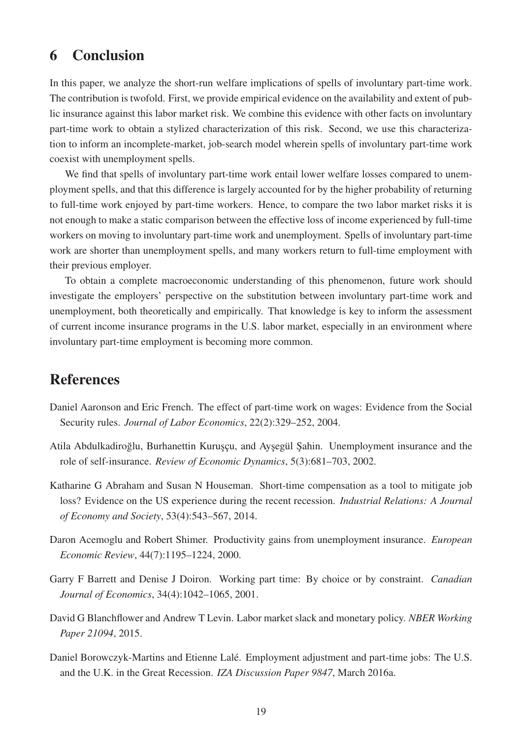## 6 Conclusion

In this paper, we analyze the short-run welfare implications of spells of involuntary part-time work. The contribution is twofold. First, we provide empirical evidence on the availability and extent of public insurance against this labor market risk. We combine this evidence with other facts on involuntary part-time work to obtain a stylized characterization of this risk. Second, we use this characterization to inform an incomplete-market, job-search model wherein spells of involuntary part-time work coexist with unemployment spells.

We find that spells of involuntary part-time work entail lower welfare losses compared to unemployment spells, and that this difference is largely accounted for by the higher probability of returning to full-time work enjoyed by part-time workers. Hence, to compare the two labor market risks it is not enough to make a static comparison between the effective loss of income experienced by full-time workers on moving to involuntary part-time work and unemployment. Spells of involuntary part-time work are shorter than unemployment spells, and many workers return to full-time employment with their previous employer.

To obtain a complete macroeconomic understanding of this phenomenon, future work should investigate the employers' perspective on the substitution between involuntary part-time work and unemployment, both theoretically and empirically. That knowledge is key to inform the assessment of current income insurance programs in the U.S. labor market, especially in an environment where involuntary part-time employment is becoming more common.

## References

Daniel Aaronson and Eric French. The effect of part-time work on wages: Evidence from the Social Security rules. *Journal of Labor Economics*, 22(2):329–252, 2004.

Atila Abdulkadiroğlu, Burhanettin Kuruşçu, and Ayşegül Şahin. Unemployment insurance and the role of self-insurance. *Review of Economic Dynamics*, 5(3):681–703, 2002.

Katharine G Abraham and Susan N Houseman. Short-time compensation as a tool to mitigate job loss? Evidence on the US experience during the recent recession. *Industrial Relations: A Journal of Economy and Society*, 53(4):543–567, 2014.

Daron Acemoglu and Robert Shimer. Productivity gains from unemployment insurance. *European Economic Review*, 44(7):1195–1224, 2000.

Garry F Barrett and Denise J Doiron. Working part time: By choice or by constraint. *Canadian Journal of Economics*, 34(4):1042–1065, 2001.

David G Blanchflower and Andrew T Levin. Labor market slack and monetary policy. *NBER Working Paper 21094*, 2015.

Daniel Borowczyk-Martins and Etienne Lalé. Employment adjustment and part-time jobs: The U.S. and the U.K. in the Great Recession. *IZA Discussion Paper 9847*, March 2016a.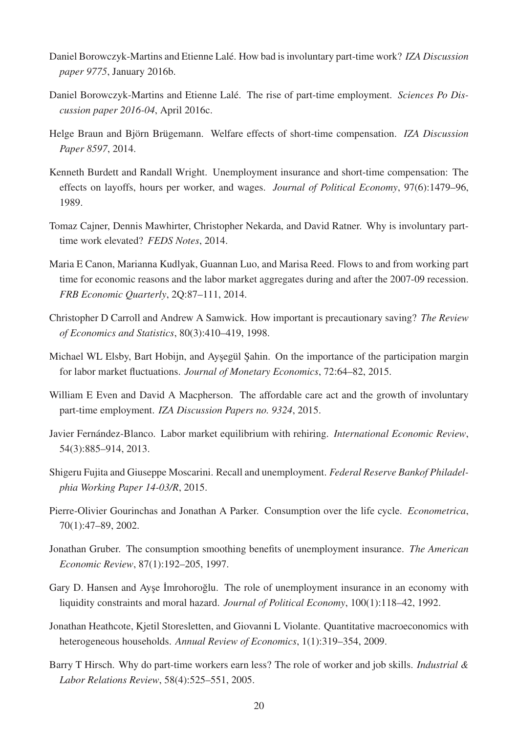Daniel Borowczyk-Martins and Etienne Lalé. How bad is involuntary part-time work? *IZA Discussion paper 9775*, January 2016b.

Daniel Borowczyk-Martins and Etienne Lalé. The rise of part-time employment. *Sciences Po Discussion paper 2016-04*, April 2016c.

Helge Braun and Björn Brügemann. Welfare effects of short-time compensation. *IZA Discussion Paper 8597*, 2014.

Kenneth Burdett and Randall Wright. Unemployment insurance and short-time compensation: The effects on layoffs, hours per worker, and wages. *Journal of Political Economy*, 97(6):1479–96, 1989.

Tomaz Cajner, Dennis Mawhirter, Christopher Nekarda, and David Ratner. Why is involuntary part-time work elevated? *FEDS Notes*, 2014.

Maria E Canon, Marianna Kudlyak, Guannan Luo, and Marisa Reed. Flows to and from working part time for economic reasons and the labor market aggregates during and after the 2007-09 recession. *FRB Economic Quarterly*, 2Q:87–111, 2014.

Christopher D Carroll and Andrew A Samwick. How important is precautionary saving? *The Review of Economics and Statistics*, 80(3):410–419, 1998.

Michael WL Elsby, Bart Hobijn, and Ayşegül Şahin. On the importance of the participation margin for labor market fluctuations. *Journal of Monetary Economics*, 72:64–82, 2015.

William E Even and David A Macpherson. The affordable care act and the growth of involuntary part-time employment. *IZA Discussion Papers no. 9324*, 2015.

Javier Fernández-Blanco. Labor market equilibrium with rehiring. *International Economic Review*, 54(3):885–914, 2013.

Shigeru Fujita and Giuseppe Moscarini. Recall and unemployment. *Federal Reserve Bankof Philadelphia Working Paper 14-03/R*, 2015.

Pierre-Olivier Gourinchas and Jonathan A Parker. Consumption over the life cycle. *Econometrica*, 70(1):47–89, 2002.

Jonathan Gruber. The consumption smoothing benefits of unemployment insurance. *The American Economic Review*, 87(1):192–205, 1997.

Gary D. Hansen and Ayşe İmrohoroğlu. The role of unemployment insurance in an economy with liquidity constraints and moral hazard. *Journal of Political Economy*, 100(1):118–42, 1992.

Jonathan Heathcote, Kjetil Storesletten, and Giovanni L Violante. Quantitative macroeconomics with heterogeneous households. *Annual Review of Economics*, 1(1):319–354, 2009.

Barry T Hirsch. Why do part-time workers earn less? The role of worker and job skills. *Industrial & Labor Relations Review*, 58(4):525–551, 2005.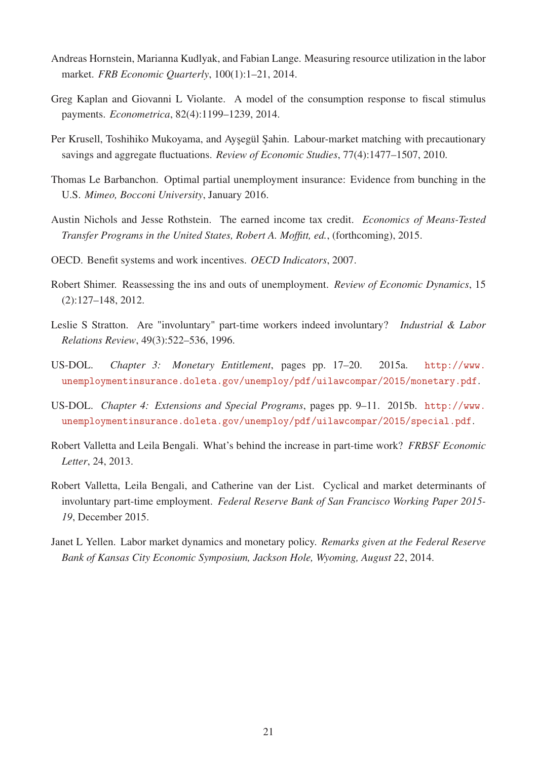Andreas Hornstein, Marianna Kudlyak, and Fabian Lange. Measuring resource utilization in the labor market. *FRB Economic Quarterly*, 100(1):1–21, 2014.

Greg Kaplan and Giovanni L Violante. A model of the consumption response to fiscal stimulus payments. *Econometrica*, 82(4):1199–1239, 2014.

Per Krusell, Toshihiko Mukoyama, and Ayşegül Şahin. Labour-market matching with precautionary savings and aggregate fluctuations. *Review of Economic Studies*, 77(4):1477–1507, 2010.

Thomas Le Barbanchon. Optimal partial unemployment insurance: Evidence from bunching in the U.S. *Mimeo, Bocconi University*, January 2016.

Austin Nichols and Jesse Rothstein. The earned income tax credit. *Economics of Means-Tested Transfer Programs in the United States, Robert A. Moffitt, ed.*, (forthcoming), 2015.

OECD. Benefit systems and work incentives. *OECD Indicators*, 2007.

Robert Shimer. Reassessing the ins and outs of unemployment. *Review of Economic Dynamics*, 15 (2):127–148, 2012.

Leslie S Stratton. Are "involuntary" part-time workers indeed involuntary? *Industrial & Labor Relations Review*, 49(3):522–536, 1996.

US-DOL. *Chapter 3: Monetary Entitlement*, pages pp. 17–20. 2015a. http://www.unemploymentinsurance.doleta.gov/unemploy/pdf/uilawcompar/2015/monetary.pdf.

US-DOL. *Chapter 4: Extensions and Special Programs*, pages pp. 9–11. 2015b. http://www.unemploymentinsurance.doleta.gov/unemploy/pdf/uilawcompar/2015/special.pdf.

Robert Valletta and Leila Bengali. What's behind the increase in part-time work? *FRBSF Economic Letter*, 24, 2013.

Robert Valletta, Leila Bengali, and Catherine van der List. Cyclical and market determinants of involuntary part-time employment. *Federal Reserve Bank of San Francisco Working Paper 2015-19*, December 2015.

Janet L Yellen. Labor market dynamics and monetary policy. *Remarks given at the Federal Reserve Bank of Kansas City Economic Symposium, Jackson Hole, Wyoming, August 22*, 2014.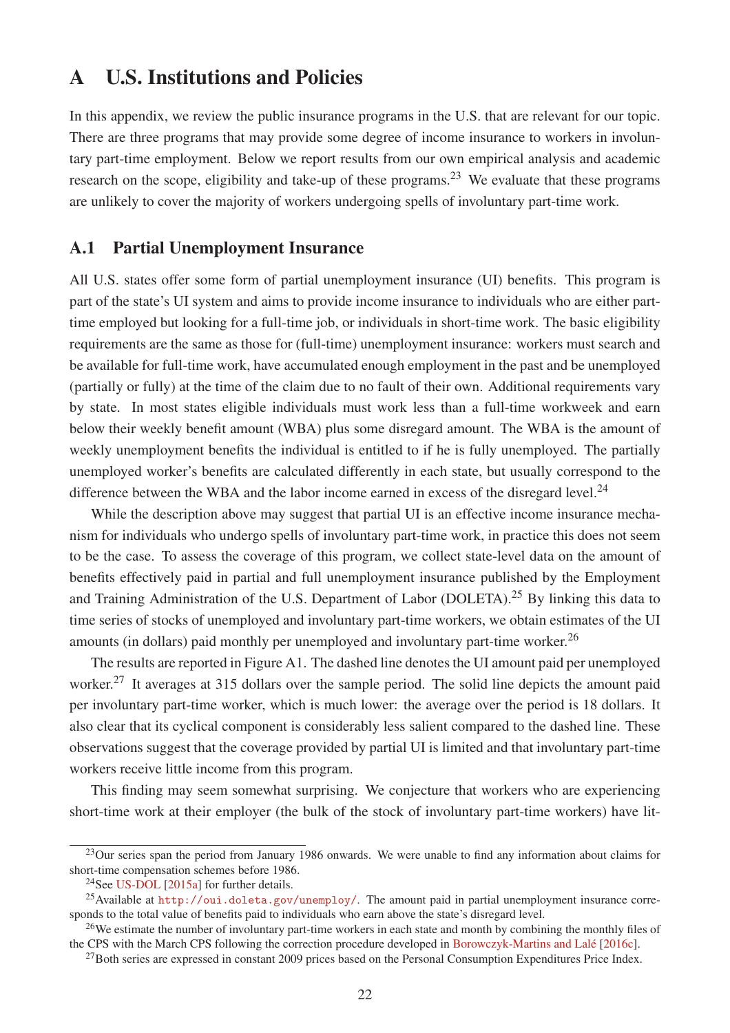# A U.S. Institutions and Policies

In this appendix, we review the public insurance programs in the U.S. that are relevant for our topic. There are three programs that may provide some degree of income insurance to workers in involuntary part-time employment. Below we report results from our own empirical analysis and academic research on the scope, eligibility and take-up of these programs.[23] We evaluate that these programs are unlikely to cover the majority of workers undergoing spells of involuntary part-time work.

## A.1 Partial Unemployment Insurance

All U.S. states offer some form of partial unemployment insurance (UI) benefits. This program is part of the state's UI system and aims to provide income insurance to individuals who are either part-time employed but looking for a full-time job, or individuals in short-time work. The basic eligibility requirements are the same as those for (full-time) unemployment insurance: workers must search and be available for full-time work, have accumulated enough employment in the past and be unemployed (partially or fully) at the time of the claim due to no fault of their own. Additional requirements vary by state. In most states eligible individuals must work less than a full-time workweek and earn below their weekly benefit amount (WBA) plus some disregard amount. The WBA is the amount of weekly unemployment benefits the individual is entitled to if he is fully unemployed. The partially unemployed worker's benefits are calculated differently in each state, but usually correspond to the difference between the WBA and the labor income earned in excess of the disregard level.[24]

While the description above may suggest that partial UI is an effective income insurance mechanism for individuals who undergo spells of involuntary part-time work, in practice this does not seem to be the case. To assess the coverage of this program, we collect state-level data on the amount of benefits effectively paid in partial and full unemployment insurance published by the Employment and Training Administration of the U.S. Department of Labor (DOLETA).[25] By linking this data to time series of stocks of unemployed and involuntary part-time workers, we obtain estimates of the UI amounts (in dollars) paid monthly per unemployed and involuntary part-time worker.[26]

The results are reported in Figure A1. The dashed line denotes the UI amount paid per unemployed worker.[27] It averages at 315 dollars over the sample period. The solid line depicts the amount paid per involuntary part-time worker, which is much lower: the average over the period is 18 dollars. It also clear that its cyclical component is considerably less salient compared to the dashed line. These observations suggest that the coverage provided by partial UI is limited and that involuntary part-time workers receive little income from this program.

This finding may seem somewhat surprising. We conjecture that workers who are experiencing short-time work at their employer (the bulk of the stock of involuntary part-time workers) have lit-

---

[23] Our series span the period from January 1986 onwards. We were unable to find any information about claims for short-time compensation schemes before 1986.

[24] See US-DOL [2015a] for further details.

[25] Available at `http://oui.doleta.gov/unemploy/`. The amount paid in partial unemployment insurance corresponds to the total value of benefits paid to individuals who earn above the state's disregard level.

[26] We estimate the number of involuntary part-time workers in each state and month by combining the monthly files of the CPS with the March CPS following the correction procedure developed in Borowczyk-Martins and Lalé [2016c].

[27] Both series are expressed in constant 2009 prices based on the Personal Consumption Expenditures Price Index.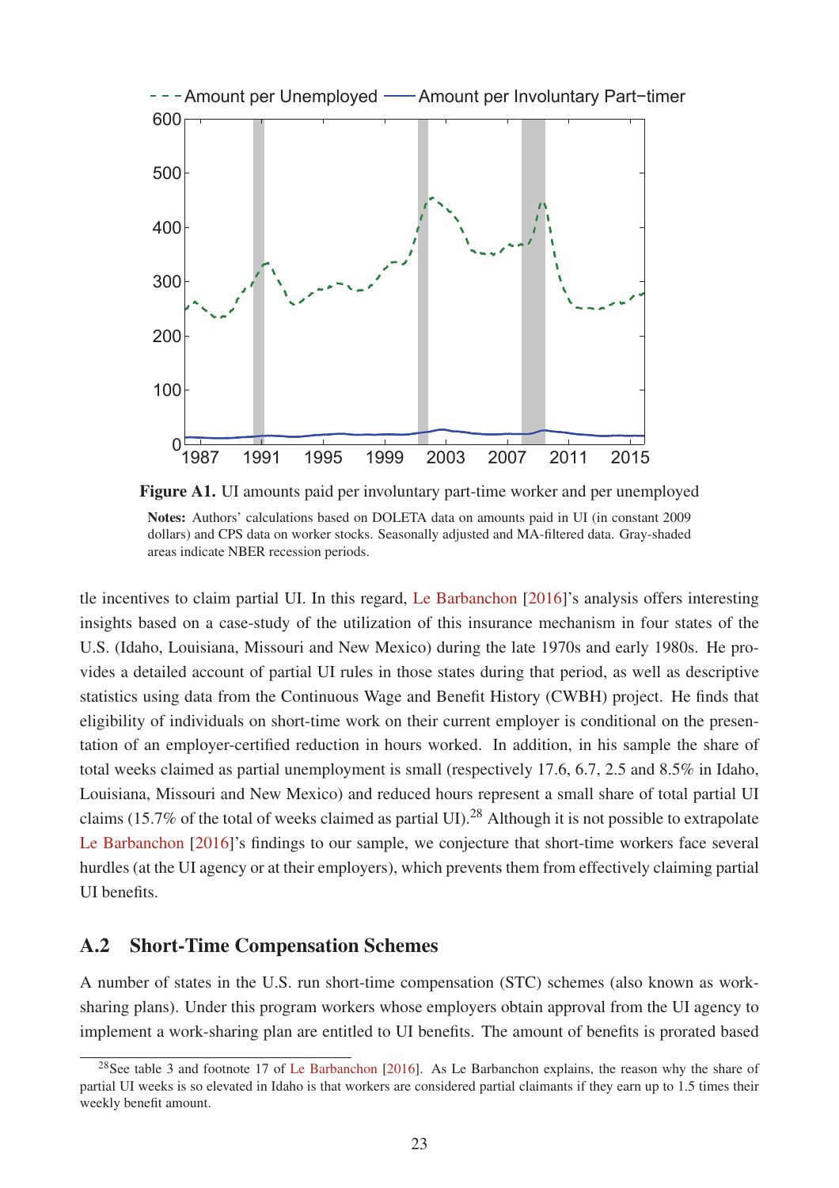**Figure A1.** UI amounts paid per involuntary part-time worker and per unemployed

**Notes:** Authors' calculations based on DOLETA data on amounts paid in UI (in constant 2009 dollars) and CPS data on worker stocks. Seasonally adjusted and MA-filtered data. Gray-shaded areas indicate NBER recession periods.

tle incentives to claim partial UI. In this regard, Le Barbanchon [2016]'s analysis offers interesting insights based on a case-study of the utilization of this insurance mechanism in four states of the U.S. (Idaho, Louisiana, Missouri and New Mexico) during the late 1970s and early 1980s. He provides a detailed account of partial UI rules in those states during that period, as well as descriptive statistics using data from the Continuous Wage and Benefit History (CWBH) project. He finds that eligibility of individuals on short-time work on their current employer is conditional on the presentation of an employer-certified reduction in hours worked. In addition, in his sample the share of total weeks claimed as partial unemployment is small (respectively 17.6, 6.7, 2.5 and 8.5% in Idaho, Louisiana, Missouri and New Mexico) and reduced hours represent a small share of total partial UI claims (15.7% of the total of weeks claimed as partial UI).[28] Although it is not possible to extrapolate Le Barbanchon [2016]'s findings to our sample, we conjecture that short-time workers face several hurdles (at the UI agency or at their employers), which prevents them from effectively claiming partial UI benefits.

## A.2 Short-Time Compensation Schemes

A number of states in the U.S. run short-time compensation (STC) schemes (also known as work-sharing plans). Under this program workers whose employers obtain approval from the UI agency to implement a work-sharing plan are entitled to UI benefits. The amount of benefits is prorated based

[28] See table 3 and footnote 17 of Le Barbanchon [2016]. As Le Barbanchon explains, the reason why the share of partial UI weeks is so elevated in Idaho is that workers are considered partial claimants if they earn up to 1.5 times their weekly benefit amount.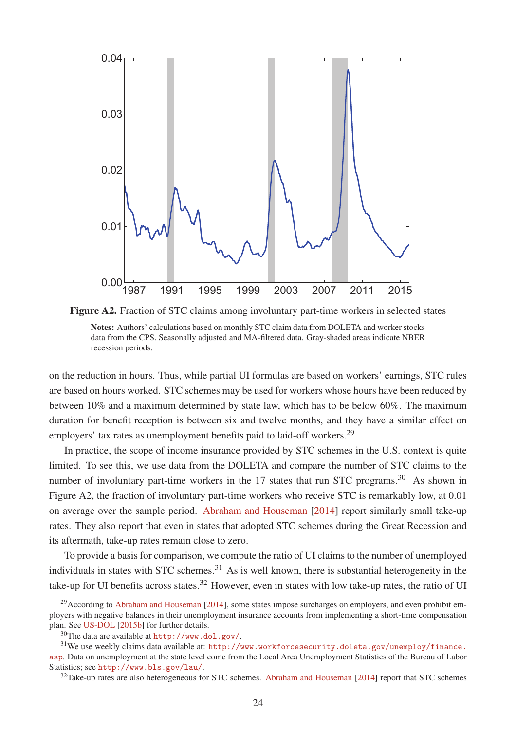**Figure A2.** Fraction of STC claims among involuntary part-time workers in selected states

**Notes:** Authors' calculations based on monthly STC claim data from DOLETA and worker stocks data from the CPS. Seasonally adjusted and MA-filtered data. Gray-shaded areas indicate NBER recession periods.

on the reduction in hours. Thus, while partial UI formulas are based on workers' earnings, STC rules are based on hours worked. STC schemes may be used for workers whose hours have been reduced by between 10% and a maximum determined by state law, which has to be below 60%. The maximum duration for benefit reception is between six and twelve months, and they have a similar effect on employers' tax rates as unemployment benefits paid to laid-off workers.[29]

In practice, the scope of income insurance provided by STC schemes in the U.S. context is quite limited. To see this, we use data from the DOLETA and compare the number of STC claims to the number of involuntary part-time workers in the 17 states that run STC programs.[30] As shown in Figure A2, the fraction of involuntary part-time workers who receive STC is remarkably low, at 0.01 on average over the sample period. Abraham and Houseman [2014] report similarly small take-up rates. They also report that even in states that adopted STC schemes during the Great Recession and its aftermath, take-up rates remain close to zero.

To provide a basis for comparison, we compute the ratio of UI claims to the number of unemployed individuals in states with STC schemes.[31] As is well known, there is substantial heterogeneity in the take-up for UI benefits across states.[32] However, even in states with low take-up rates, the ratio of UI

---

[29] According to Abraham and Houseman [2014], some states impose surcharges on employers, and even prohibit employers with negative balances in their unemployment insurance accounts from implementing a short-time compensation plan. See US-DOL [2015b] for further details.

[30] The data are available at http://www.dol.gov/.

[31] We use weekly claims data available at: http://www.workforcesecurity.doleta.gov/unemploy/finance.asp. Data on unemployment at the state level come from the Local Area Unemployment Statistics of the Bureau of Labor Statistics; see http://www.bls.gov/lau/.

[32] Take-up rates are also heterogeneous for STC schemes. Abraham and Houseman [2014] report that STC schemes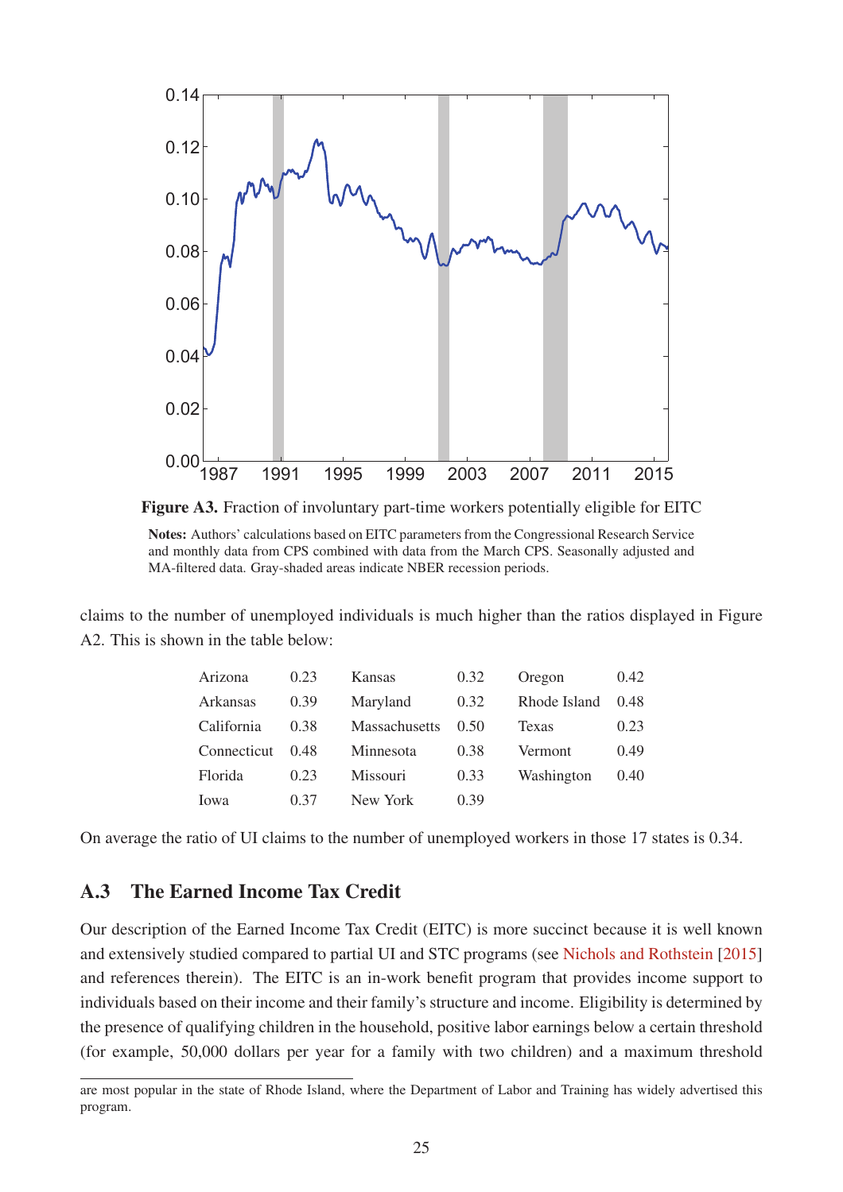**Figure A3.** Fraction of involuntary part-time workers potentially eligible for EITC

**Notes:** Authors' calculations based on EITC parameters from the Congressional Research Service and monthly data from CPS combined with data from the March CPS. Seasonally adjusted and MA-filtered data. Gray-shaded areas indicate NBER recession periods.

claims to the number of unemployed individuals is much higher than the ratios displayed in Figure A2. This is shown in the table below:

| | | | | | |
|---|---|---|---|---|---|
| Arizona | 0.23 | Kansas | 0.32 | Oregon | 0.42 |
| Arkansas | 0.39 | Maryland | 0.32 | Rhode Island | 0.48 |
| California | 0.38 | Massachusetts | 0.50 | Texas | 0.23 |
| Connecticut | 0.48 | Minnesota | 0.38 | Vermont | 0.49 |
| Florida | 0.23 | Missouri | 0.33 | Washington | 0.40 |
| Iowa | 0.37 | New York | 0.39 | | |

On average the ratio of UI claims to the number of unemployed workers in those 17 states is 0.34.

## A.3 The Earned Income Tax Credit

Our description of the Earned Income Tax Credit (EITC) is more succinct because it is well known and extensively studied compared to partial UI and STC programs (see Nichols and Rothstein [2015] and references therein). The EITC is an in-work benefit program that provides income support to individuals based on their income and their family's structure and income. Eligibility is determined by the presence of qualifying children in the household, positive labor earnings below a certain threshold (for example, 50,000 dollars per year for a family with two children) and a maximum threshold

are most popular in the state of Rhode Island, where the Department of Labor and Training has widely advertised this program.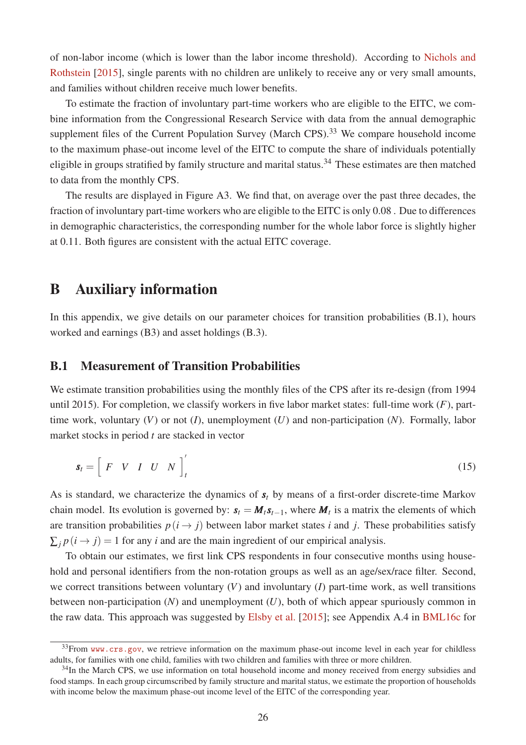of non-labor income (which is lower than the labor income threshold). According to Nichols and Rothstein [2015], single parents with no children are unlikely to receive any or very small amounts, and families without children receive much lower benefits.

To estimate the fraction of involuntary part-time workers who are eligible to the EITC, we combine information from the Congressional Research Service with data from the annual demographic supplement files of the Current Population Survey (March CPS).[33] We compare household income to the maximum phase-out income level of the EITC to compute the share of individuals potentially eligible in groups stratified by family structure and marital status.[34] These estimates are then matched to data from the monthly CPS.

The results are displayed in Figure A3. We find that, on average over the past three decades, the fraction of involuntary part-time workers who are eligible to the EITC is only 0.08 . Due to differences in demographic characteristics, the corresponding number for the whole labor force is slightly higher at 0.11. Both figures are consistent with the actual EITC coverage.

# B Auxiliary information

In this appendix, we give details on our parameter choices for transition probabilities (B.1), hours worked and earnings (B3) and asset holdings (B.3).

## B.1 Measurement of Transition Probabilities

We estimate transition probabilities using the monthly files of the CPS after its re-design (from 1994 until 2015). For completion, we classify workers in five labor market states: full-time work ($F$), part-time work, voluntary ($V$) or not ($I$), unemployment ($U$) and non-participation ($N$). Formally, labor market stocks in period $t$ are stacked in vector

$$\boldsymbol{s}_t = \begin{bmatrix} F & V & I & U & N \end{bmatrix}_t' \tag{15}$$

As is standard, we characterize the dynamics of $\boldsymbol{s}_t$ by means of a first-order discrete-time Markov chain model. Its evolution is governed by: $\boldsymbol{s}_t = \boldsymbol{M}_t \boldsymbol{s}_{t-1}$, where $\boldsymbol{M}_t$ is a matrix the elements of which are transition probabilities $p(i \rightarrow j)$ between labor market states $i$ and $j$. These probabilities satisfy $\sum_j p(i \rightarrow j) = 1$ for any $i$ and are the main ingredient of our empirical analysis.

To obtain our estimates, we first link CPS respondents in four consecutive months using household and personal identifiers from the non-rotation groups as well as an age/sex/race filter. Second, we correct transitions between voluntary ($V$) and involuntary ($I$) part-time work, as well transitions between non-participation ($N$) and unemployment ($U$), both of which appear spuriously common in the raw data. This approach was suggested by Elsby et al. [2015]; see Appendix A.4 in BML16c for

[33] From www.crs.gov, we retrieve information on the maximum phase-out income level in each year for childless adults, for families with one child, for families with two children and families with three or more children.

[34] In the March CPS, we use information on total household income and money received from energy subsidies and food stamps. In each group circumscribed by family structure and marital status, we estimate the proportion of households with income below the maximum phase-out income level of the EITC of the corresponding year.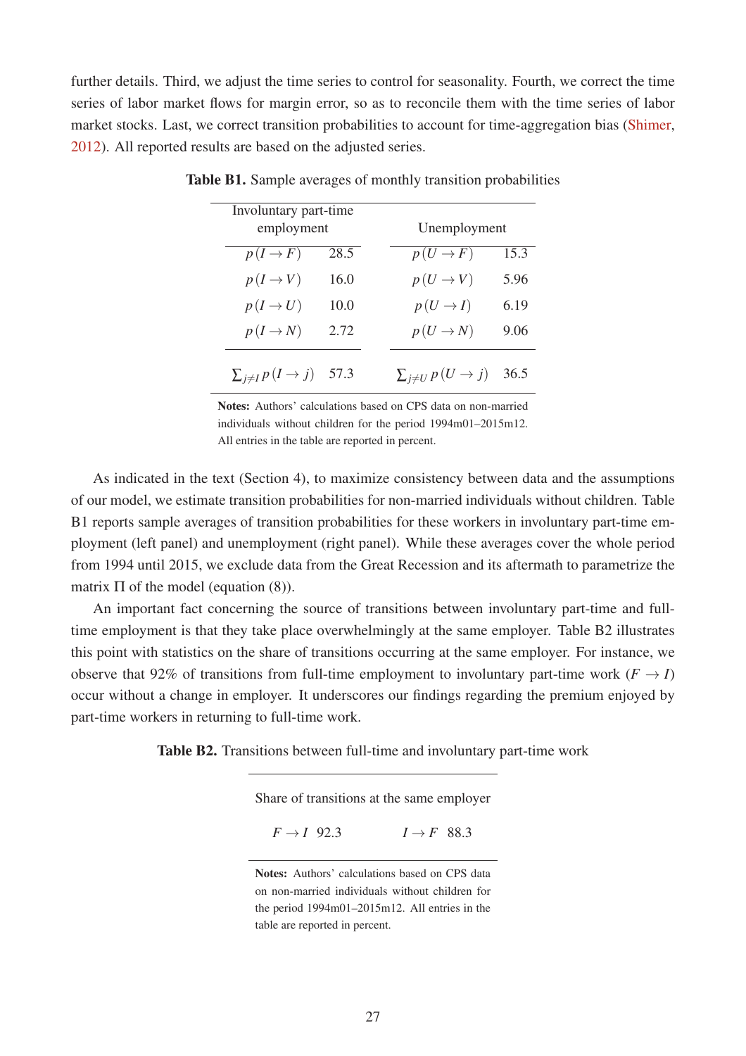further details. Third, we adjust the time series to control for seasonality. Fourth, we correct the time series of labor market flows for margin error, so as to reconcile them with the time series of labor market stocks. Last, we correct transition probabilities to account for time-aggregation bias (Shimer, 2012). All reported results are based on the adjusted series.

**Table B1.** Sample averages of monthly transition probabilities

| Involuntary part-time employment | | Unemployment | |
|---|---|---|---|
| $p(I \to F)$ | 28.5 | $p(U \to F)$ | 15.3 |
| $p(I \to V)$ | 16.0 | $p(U \to V)$ | 5.96 |
| $p(I \to U)$ | 10.0 | $p(U \to I)$ | 6.19 |
| $p(I \to N)$ | 2.72 | $p(U \to N)$ | 9.06 |
| $\sum_{j \neq I} p(I \to j)$ | 57.3 | $\sum_{j \neq U} p(U \to j)$ | 36.5 |

**Notes:** Authors' calculations based on CPS data on non-married individuals without children for the period 1994m01–2015m12. All entries in the table are reported in percent.

As indicated in the text (Section 4), to maximize consistency between data and the assumptions of our model, we estimate transition probabilities for non-married individuals without children. Table B1 reports sample averages of transition probabilities for these workers in involuntary part-time employment (left panel) and unemployment (right panel). While these averages cover the whole period from 1994 until 2015, we exclude data from the Great Recession and its aftermath to parametrize the matrix $\Pi$ of the model (equation (8)).

An important fact concerning the source of transitions between involuntary part-time and full-time employment is that they take place overwhelmingly at the same employer. Table B2 illustrates this point with statistics on the share of transitions occurring at the same employer. For instance, we observe that 92% of transitions from full-time employment to involuntary part-time work ($F \to I$) occur without a change in employer. It underscores our findings regarding the premium enjoyed by part-time workers in returning to full-time work.

**Table B2.** Transitions between full-time and involuntary part-time work

| Share of transitions at the same employer | | | |
|---|---|---|---|
| $F \to I$ | 92.3 | $I \to F$ | 88.3 |

**Notes:** Authors' calculations based on CPS data on non-married individuals without children for the period 1994m01–2015m12. All entries in the table are reported in percent.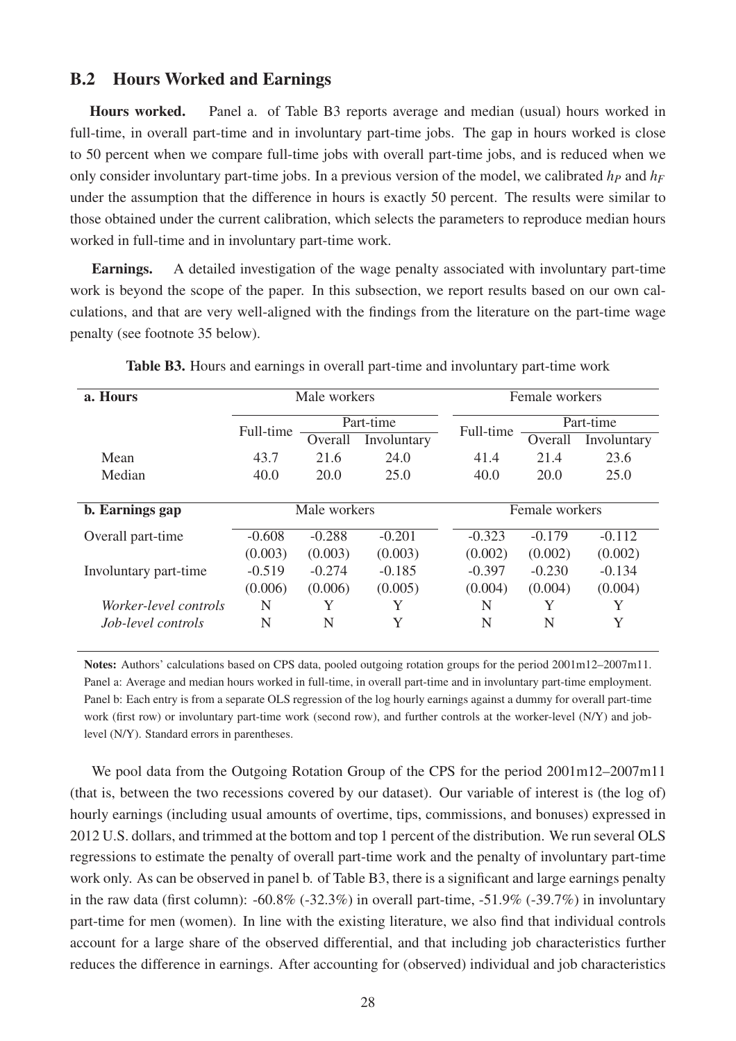## B.2 Hours Worked and Earnings

**Hours worked.** Panel a. of Table B3 reports average and median (usual) hours worked in full-time, in overall part-time and in involuntary part-time jobs. The gap in hours worked is close to 50 percent when we compare full-time jobs with overall part-time jobs, and is reduced when we only consider involuntary part-time jobs. In a previous version of the model, we calibrated $h_P$ and $h_F$ under the assumption that the difference in hours is exactly 50 percent. The results were similar to those obtained under the current calibration, which selects the parameters to reproduce median hours worked in full-time and in involuntary part-time work.

**Earnings.** A detailed investigation of the wage penalty associated with involuntary part-time work is beyond the scope of the paper. In this subsection, we report results based on our own calculations, and that are very well-aligned with the findings from the literature on the part-time wage penalty (see footnote 35 below).

**Table B3.** Hours and earnings in overall part-time and involuntary part-time work

| **a. Hours** | Male workers | | | Female workers | | |
|---|---|---|---|---|---|---|
| | Full-time | Part-time | | Full-time | Part-time | |
| | | Overall | Involuntary | | Overall | Involuntary |
| Mean | 43.7 | 21.6 | 24.0 | 41.4 | 21.4 | 23.6 |
| Median | 40.0 | 20.0 | 25.0 | 40.0 | 20.0 | 25.0 |
| **b. Earnings gap** | Male workers | | | Female workers | | |
| Overall part-time | -0.608 | -0.288 | -0.201 | -0.323 | -0.179 | -0.112 |
| | (0.003) | (0.003) | (0.003) | (0.002) | (0.002) | (0.002) |
| Involuntary part-time | -0.519 | -0.274 | -0.185 | -0.397 | -0.230 | -0.134 |
| | (0.006) | (0.006) | (0.005) | (0.004) | (0.004) | (0.004) |
| *Worker-level controls* | N | Y | Y | N | Y | Y |
| *Job-level controls* | N | N | Y | N | N | Y |

**Notes:** Authors' calculations based on CPS data, pooled outgoing rotation groups for the period 2001m12–2007m11. Panel a: Average and median hours worked in full-time, in overall part-time and in involuntary part-time employment. Panel b: Each entry is from a separate OLS regression of the log hourly earnings against a dummy for overall part-time work (first row) or involuntary part-time work (second row), and further controls at the worker-level (N/Y) and job-level (N/Y). Standard errors in parentheses.

We pool data from the Outgoing Rotation Group of the CPS for the period 2001m12–2007m11 (that is, between the two recessions covered by our dataset). Our variable of interest is (the log of) hourly earnings (including usual amounts of overtime, tips, commissions, and bonuses) expressed in 2012 U.S. dollars, and trimmed at the bottom and top 1 percent of the distribution. We run several OLS regressions to estimate the penalty of overall part-time work and the penalty of involuntary part-time work only. As can be observed in panel b. of Table B3, there is a significant and large earnings penalty in the raw data (first column): -60.8% (-32.3%) in overall part-time, -51.9% (-39.7%) in involuntary part-time for men (women). In line with the existing literature, we also find that individual controls account for a large share of the observed differential, and that including job characteristics further reduces the difference in earnings. After accounting for (observed) individual and job characteristics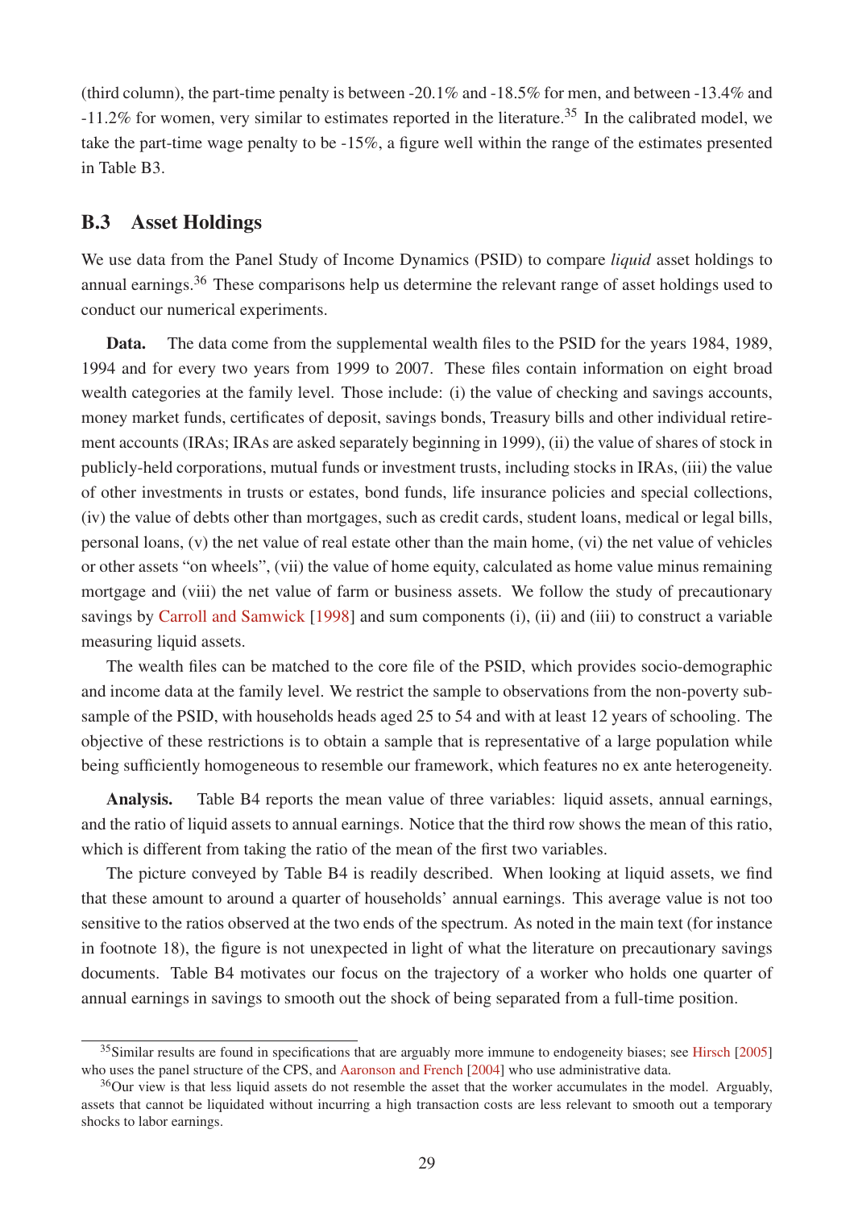(third column), the part-time penalty is between -20.1% and -18.5% for men, and between -13.4% and -11.2% for women, very similar to estimates reported in the literature.[35] In the calibrated model, we take the part-time wage penalty to be -15%, a figure well within the range of the estimates presented in Table B3.

## B.3 Asset Holdings

We use data from the Panel Study of Income Dynamics (PSID) to compare *liquid* asset holdings to annual earnings.[36] These comparisons help us determine the relevant range of asset holdings used to conduct our numerical experiments.

**Data.** The data come from the supplemental wealth files to the PSID for the years 1984, 1989, 1994 and for every two years from 1999 to 2007. These files contain information on eight broad wealth categories at the family level. Those include: (i) the value of checking and savings accounts, money market funds, certificates of deposit, savings bonds, Treasury bills and other individual retirement accounts (IRAs; IRAs are asked separately beginning in 1999), (ii) the value of shares of stock in publicly-held corporations, mutual funds or investment trusts, including stocks in IRAs, (iii) the value of other investments in trusts or estates, bond funds, life insurance policies and special collections, (iv) the value of debts other than mortgages, such as credit cards, student loans, medical or legal bills, personal loans, (v) the net value of real estate other than the main home, (vi) the net value of vehicles or other assets "on wheels", (vii) the value of home equity, calculated as home value minus remaining mortgage and (viii) the net value of farm or business assets. We follow the study of precautionary savings by Carroll and Samwick [1998] and sum components (i), (ii) and (iii) to construct a variable measuring liquid assets.

The wealth files can be matched to the core file of the PSID, which provides socio-demographic and income data at the family level. We restrict the sample to observations from the non-poverty subsample of the PSID, with households heads aged 25 to 54 and with at least 12 years of schooling. The objective of these restrictions is to obtain a sample that is representative of a large population while being sufficiently homogeneous to resemble our framework, which features no ex ante heterogeneity.

**Analysis.** Table B4 reports the mean value of three variables: liquid assets, annual earnings, and the ratio of liquid assets to annual earnings. Notice that the third row shows the mean of this ratio, which is different from taking the ratio of the mean of the first two variables.

The picture conveyed by Table B4 is readily described. When looking at liquid assets, we find that these amount to around a quarter of households' annual earnings. This average value is not too sensitive to the ratios observed at the two ends of the spectrum. As noted in the main text (for instance in footnote 18), the figure is not unexpected in light of what the literature on precautionary savings documents. Table B4 motivates our focus on the trajectory of a worker who holds one quarter of annual earnings in savings to smooth out the shock of being separated from a full-time position.

[35] Similar results are found in specifications that are arguably more immune to endogeneity biases; see Hirsch [2005] who uses the panel structure of the CPS, and Aaronson and French [2004] who use administrative data.

[36] Our view is that less liquid assets do not resemble the asset that the worker accumulates in the model. Arguably, assets that cannot be liquidated without incurring a high transaction costs are less relevant to smooth out a temporary shocks to labor earnings.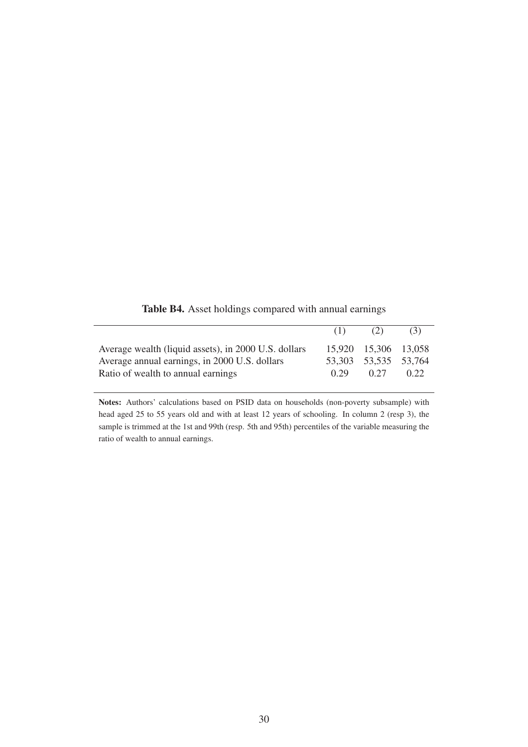**Table B4.** Asset holdings compared with annual earnings

| | (1) | (2) | (3) |
|---|---|---|---|
| Average wealth (liquid assets), in 2000 U.S. dollars | 15,920 | 15,306 | 13,058 |
| Average annual earnings, in 2000 U.S. dollars | 53,303 | 53,535 | 53,764 |
| Ratio of wealth to annual earnings | 0.29 | 0.27 | 0.22 |

**Notes:** Authors' calculations based on PSID data on households (non-poverty subsample) with head aged 25 to 55 years old and with at least 12 years of schooling. In column 2 (resp 3), the sample is trimmed at the 1st and 99th (resp. 5th and 95th) percentiles of the variable measuring the ratio of wealth to annual earnings.